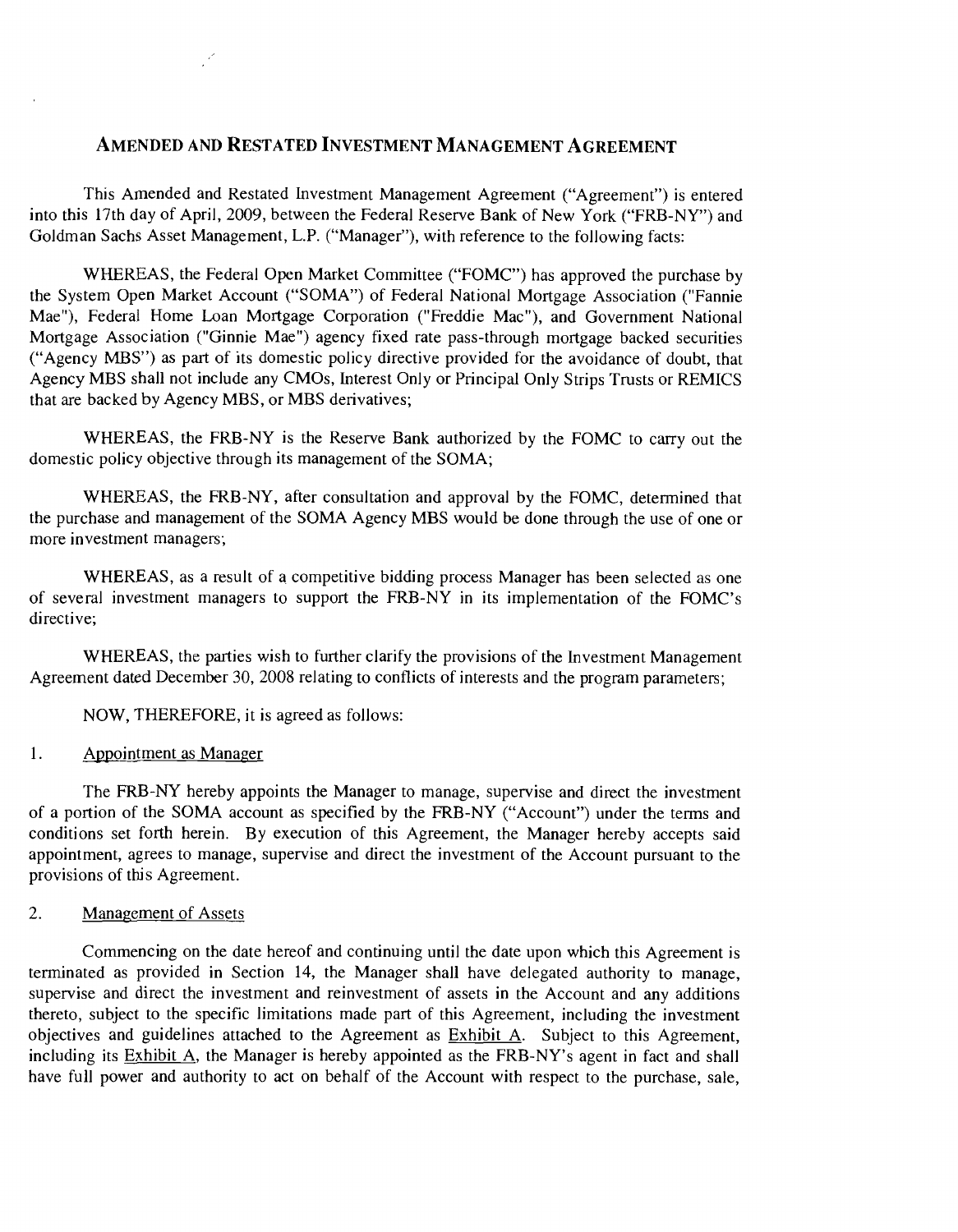# AMENDED AND RESTATED INVESTMENT MANAGEMENT AGREEMENT

This Amended and Restated Investment Management Agreement ("Agreement") is entered into this 17th day of April, 2009, between the Federal Reserve Bank of New York ("FRB-NY") and Goldman Sachs Asset Management, L.P. ("Manager"), with reference to the following facts:

WHEREAS, the Federal Open Market Committee ("FOMC") has approved the purchase by the System Open Market Account ("SOMA") of Federal National Mortgage Association ("Fannie Mae"), Federal Home Loan Mortgage Corporation ("Freddie Mac"), and Government National Mortgage Association ("Ginnie Mae") agency fixed rate pass-through mortgage backed securities ("Agency MBS") as part of its domestic policy directive provided for the avoidance of doubt, that Agency MBS shall not include any CMOs, Interest Only or Principal Only Strips Trusts or REMICS that are backed by Agency MBS, or MBS derivatives;

WHEREAS, the FRB-NY is the Reserve Bank authorized by the FOMC to carry out the domestic policy objective through its management of the SOMA;

WHEREAS, the FRB-NY, after consultation and approval by the FOMC, determined that the purchase and management of the SOMA Agency MBS would be done through the use of one or more investment managers;

WHEREAS, as a result of a competitive bidding process Manager has been selected as one of several investment managers to support the FRB-NY in its implementation of the FOMC's directive;

WHEREAS, the parties wish to further clarify the provisions of the Investment Management Agreement dated December 30, 2008 relating to conflicts of interests and the program parameters;

NOW, THEREFORE, it is agreed as follows:

1. Appointment as Manager

The FRB-NY hereby appoints the Manager to manage, supervise and direct the investment of a portion of the SOMA account as specified by the FRB-NY ("Account") under the terms and conditions set forth herein. By execution of this Agreement, the Manager hereby accepts said appointment, agrees to manage, supervise and direct the investment of the Account pursuant to the provisions of this Agreement.

2. Management of Assets

Commencing on the date hereof and continuing until the date upon which this Agreement is terminated as provided in Section 14, the Manager shall have delegated authority to manage, supervise and direct the investment and reinvestment of assets in the Account and any additions thereto, subject to the specific limitations made part of this Agreement, including the investment objectives and guidelines attached to the Agreement as Exhibit A. Subject to this Agreement, including its Exhibit A, the Manager is hereby appointed as the FRB-NY's agent in fact and shall have full power and authority to act on behalf of the Account with respect to the purchase, sale,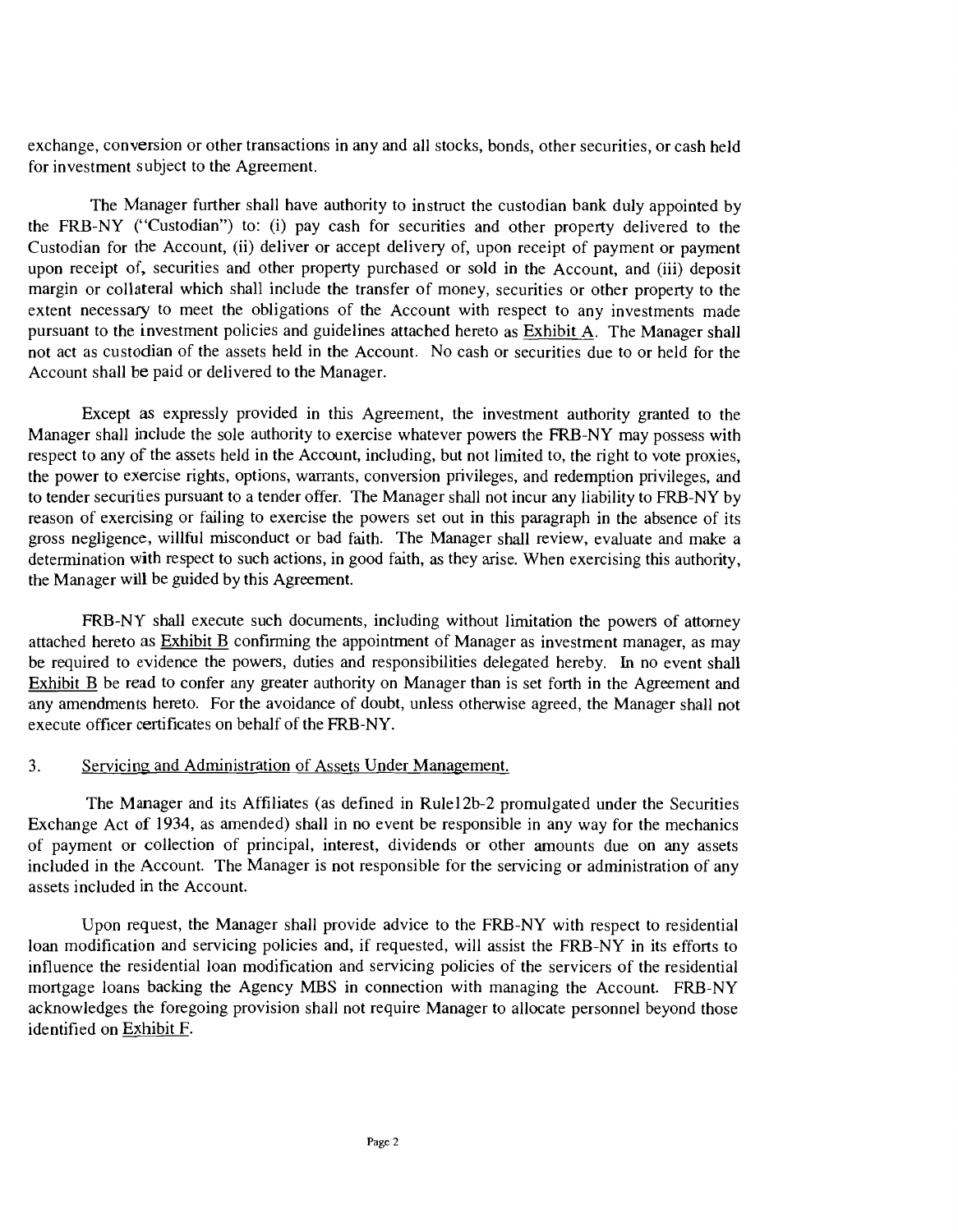exchange, conversion or other transactions in any and all stocks, bonds, other securities, or cash held for investment subject to the Agreement.

The Manager further shall have authority to instruct the custodian bank duly appointed by the FRB-NY ("Custodian") to: (i) pay cash for securities and other property delivered to the Custodian for the Account, (ii) deliver or accept delivery of, upon receipt of payment or payment upon receipt of, securities and other property purchased or sold in the Account, and (iii) deposit margin or collateral which shall include the transfer of money, securities or other property to the extent necessary to meet the obligations of the Account with respect to any investments made pursuant to the investment policies and guidelines attached hereto as Exhibit A. The Manager shall not act as custodian of the assets held in the Account. No cash or securities due to or held for the Account shall be paid or delivered to the Manager.

Except as expressly provided in this Agreement, the investment authority granted to the Manager shall include the sole authority to exercise whatever powers the FRB-NY may possess with respect to any of the assets held in the Account, including, but not limited to, the right to vote proxies, the power to exercise rights, options, warrants, conversion privileges, and redemption privileges, and to tender securities pursuant to a tender offer. The Manager shall not incur any liability to FRB-NY by reason of exercising or failing to exercise the powers set out in this paragraph in the absence of its gross negligence, willful misconduct or bad faith. The Manager shall review, evaluate and make a determination with respect to such actions, in good faith, as they arise. When exercising this authority, the Manager will be guided by this Agreement.

FRB-NY shall execute such documents, including without limitation the powers of attorney attached hereto as Exhibit B confirming the appointment of Manager as investment manager, as may be required to evidence the powers, duties and responsibilities delegated hereby. In no event shall Exhibit B be read to confer any greater authority on Manager than is set forth in the Agreement and any amendments hereto. For the avoidance of doubt, unless otherwise agreed, the Manager shall not execute officer certificates on behalf of the FRB-NY.

3. Servicing and Administration of Assets Under Management.

The Manager and its Affiliates (as defined in Rule12b-2 promulgated under the Securities Exchange Act of 1934, as amended) shall in no event be responsible in any way for the mechanics of payment or collection of principal, interest, dividends or other amounts due on any assets included in the Account. The Manager is not responsible for the servicing or administration of any assets included in the Account.

Upon request, the Manager shall provide advice to the FRB-NY with respect to residential loan modification and servicing policies and, if requested, will assist the FRB-NY in its efforts to influence the residential loan modification and servicing policies of the servicers of the residential mortgage loans backing the Agency MBS in connection with managing the Account. FRB-NY acknowledges the foregoing provision shall not require Manager to allocate personnel beyond those identified on Exhibit F.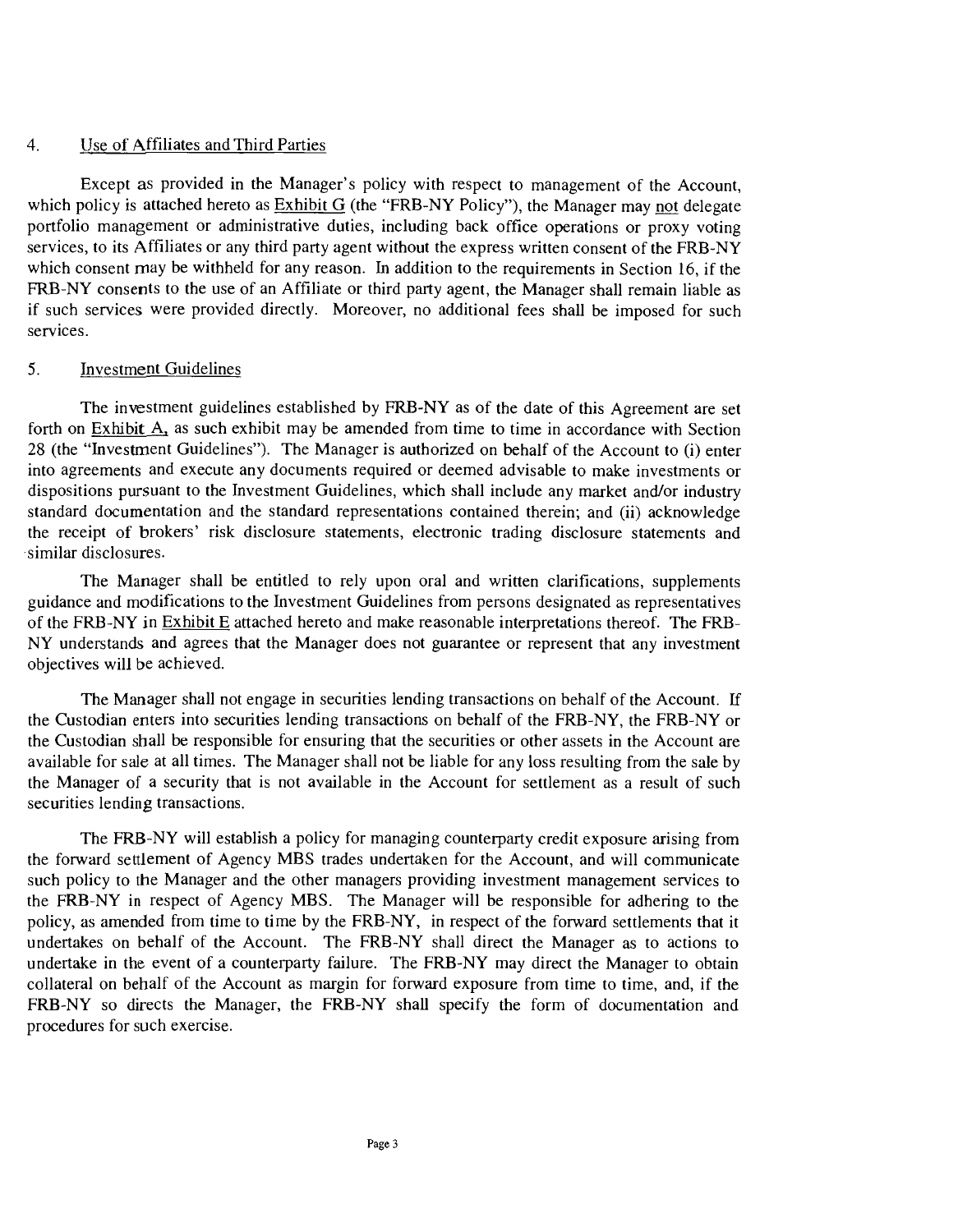4. Use of Affiliates and Third Parties

Except as provided in the Manager's policy with respect to management of the Account, which policy is attached hereto as Exhibit G (the "FRB-NY Policy"), the Manager may not delegate portfolio management or administrative duties, including back office operations or proxy voting services, to its Affiliates or any third party agent without the express written consent of the FRB-NY which consent may be withheld for any reason. In addition to the requirements in Section 16, if the FRB-NY consents to the use of an Affiliate or third party agent, the Manager shall remain liable as if such services were provided directly. Moreover, no additional fees shall be imposed for such services.

5. Investment Guidelines

The investment guidelines established by FRB-NY as of the date of this Agreement are set forth on Exhibit A, as such exhibit may be amended from time to time in accordance with Section 28 (the "Investment Guidelines"). The Manager is authorized on behalf of the Account to (i) enter into agreements and execute any documents required or deemed advisable to make investments or dispositions pursuant to the Investment Guidelines, which shall include any market and/or industry standard documentation and the standard representations contained therein; and (ii) acknowledge the receipt of brokers' risk disclosure statements, electronic trading disclosure statements and similar disclosures.

The Manager shall be entitled to rely upon oral and written clarifications, supplements guidance and modifications to the Investment Guidelines from persons designated as representatives of the FRB-NY in Exhibit E attached hereto and make reasonable interpretations thereof. The FRB-NY understands and agrees that the Manager does not guarantee or represent that any investment objectives will be achieved.

The Manager shall not engage in securities lending transactions on behalf of the Account. If the Custodian enters into securities lending transactions on behalf of the FRB-NY, the FRB-NY or the Custodian shall be responsible for ensuring that the securities or other assets in the Account are available for sale at all times. The Manager shall not be liable for any loss resulting from the sale by the Manager of a security that is not available in the Account for settlement as a result of such securities lending transactions.

The FRB-NY will establish a policy for managing counterparty credit exposure arising from the forward settlement of Agency MBS trades undertaken for the Account, and will communicate such policy to the Manager and the other managers providing investment management services to the FRB-NY in respect of Agency MBS. The Manager will be responsible for adhering to the policy, as amended from time to time by the FRB-NY, in respect of the forward settlements that it undertakes on behalf of the Account. The FRB-NY shall direct the Manager as to actions to undertake in the event of a counterparty failure. The FRB-NY may direct the Manager to obtain collateral on behalf of the Account as margin for forward exposure from time to time, and, if the FRB-NY so directs the Manager, the FRB-NY shall specify the form of documentation and procedures for such exercise.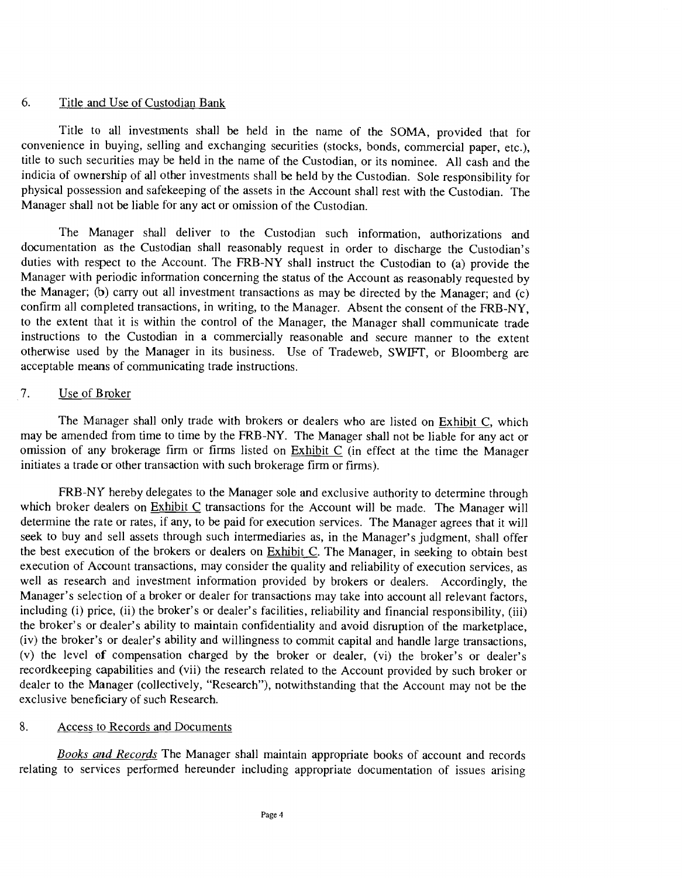## 6. Title and Use of Custodian Bank

Title to all investments shall be held in the name of the SOMA, provided that for convenience in buying, selling and exchanging securities (stocks, bonds, commercial paper, etc.), title to such securities may be held in the name of the Custodian, or its nominee. All cash and the indicia of ownership of all other investments shall be held by the Custodian. Sole responsibility for physical possession and safekeeping of the assets in the Account shall rest with the Custodian. The Manager shall not be liable for any act or omission of the Custodian.

The Manager shall deliver to the Custodian such information, authorizations and documentation as the Custodian shall reasonably request in order to discharge the Custodian's duties with respect to the Account. The FRB-NY shall instruct the Custodian to (a) provide the Manager with periodic information concerning the status of the Account as reasonably requested by the Manager; (b) carry out all investment transactions as may be directed by the Manager; and (c) confirm all completed transactions, in writing, to the Manager. Absent the consent of the FRB-NY, to the extent that it is within the control of the Manager, the Manager shall communicate trade instructions to the Custodian in a commercially reasonable and secure manner to the extent otherwise used by the Manager in its business. Use of Tradeweb, SWIFT, or Bloomberg are acceptable means of communicating trade instructions.

## 7. Use of Broker

The Manager shall only trade with brokers or dealers who are listed on Exhibit C, which may be amended from time to time by the FRB-NY. The Manager shall not be liable for any act or omission of any brokerage firm or firms listed on Exhibit C (in effect at the time the Manager initiates a trade or other transaction with such brokerage firm or firms).

FRB-NY hereby delegates to the Manager sole and exclusive authority to determine through which broker dealers on Exhibit C transactions for the Account will be made. The Manager will determine the rate or rates, if any, to be paid for execution services. The Manager agrees that it will seek to buy and sell assets through such intermediaries as, in the Manager's judgment, shall offer the best execution of the brokers or dealers on Exhibit C. The Manager, in seeking to obtain best execution of Account transactions, may consider the quality and reliability of execution services, as well as research and investment information provided by brokers or dealers. Accordingly, the Manager's selection of a broker or dealer for transactions may take into account all relevant factors, including (i) price, (ii) the broker's or dealer's facilities, reliability and financial responsibility, (iii) the broker's or dealer's ability to maintain confidentiality and avoid disruption of the marketplace, (iv) the broker's or dealer's ability and willingness to commit capital and handle large transactions, (v) the level of compensation charged by the broker or dealer, (vi) the broker's or dealer's recordkeeping capabilities and (vii) the research related to the Account provided by such broker or dealer to the Manager (collectively, "Research"), notwithstanding that the Account may not be the exclusive beneficiary of such Research.

## 8. Access to Records and Documents

*Books and Records* The Manager shall maintain appropriate books of account and records relating to services performed hereunder including appropriate documentation of issues arising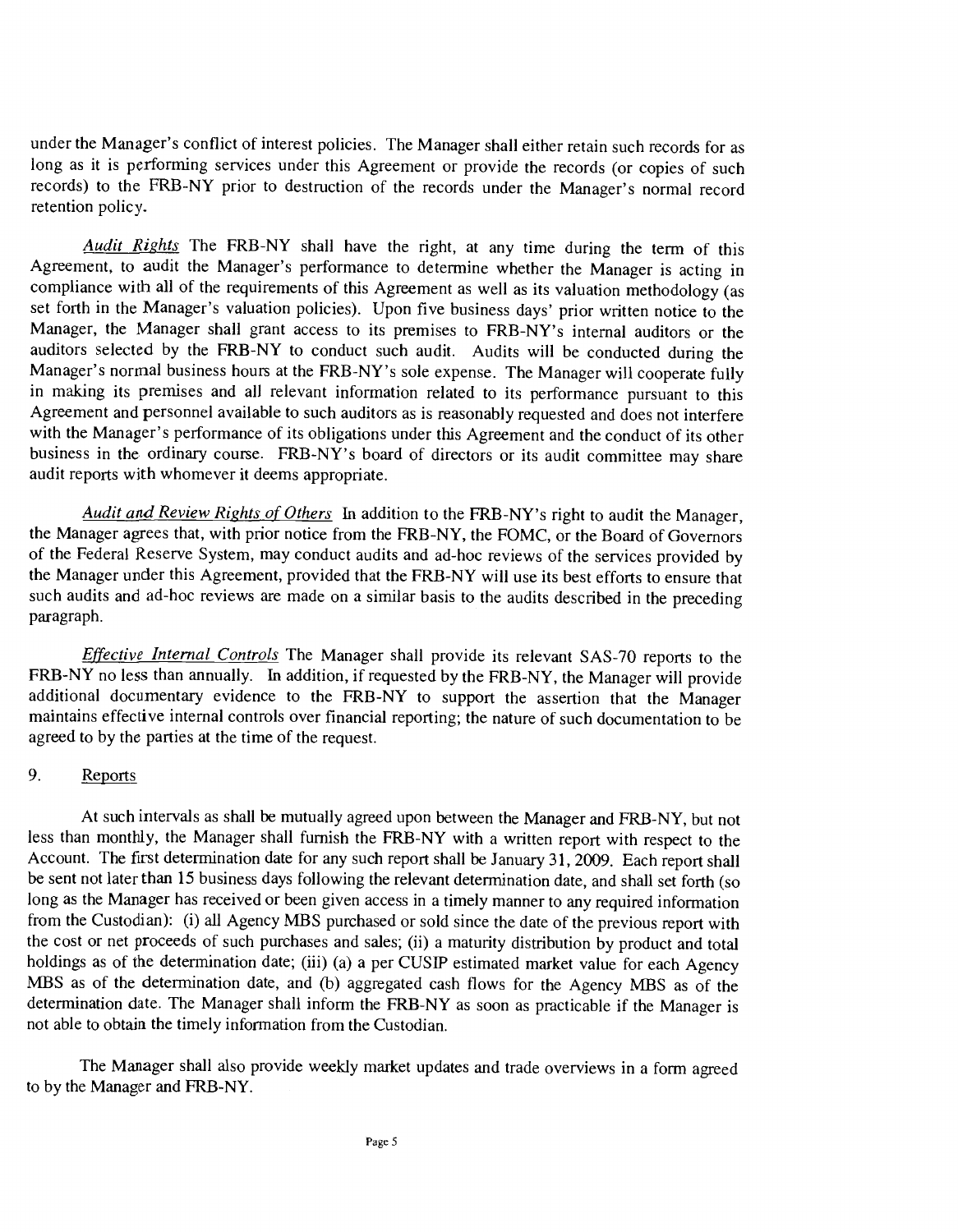under the Manager's conflict of interest policies. The Manager shall either retain such records for as long as it is performing services under this Agreement or provide the records (or copies of such records) to the FRB-NY prior to destruction of the records under the Manager's normal record retention policy.

*Audit Rights* The FRB-NY shall have the right, at any time during the term of this Agreement, to audit the Manager's performance to determine whether the Manager is acting in compliance with all of the requirements of this Agreement as well as its valuation methodology (as set forth in the Manager's valuation policies). Upon five business days' prior written notice to the Manager, the Manager shall grant access to its premises to FRB-NY's internal auditors or the auditors selected by the FRB-NY to conduct such audit. Audits will be conducted during the Manager's normal business hours at the FRB-NY's sole expense. The Manager will cooperate fully in making its premises and all relevant information related to its performance pursuant to this Agreement and personnel available to such auditors as is reasonably requested and does not interfere with the Manager's performance of its obligations under this Agreement and the conduct of its other business in the ordinary course. FRB-NY's board of directors or its audit committee may share audit reports with whomever it deems appropriate.

*Audit and Review Rights of Others* In addition to the FRB-NY's right to audit the Manager, the Manager agrees that, with prior notice from the FRB-NY, the FOMC, or the Board of Governors of the Federal Reserve System, may conduct audits and ad-hoc reviews of the services provided by the Manager under this Agreement, provided that the FRB-NY will use its best efforts to ensure that such audits and ad-hoc reviews are made on a similar basis to the audits described in the preceding paragraph.

*Effective Internal Controls* The Manager shall provide its relevant SAS-70 reports to the FRB-NY no less than annually. In addition, if requested by the FRB-NY, the Manager will provide additional documentary evidence to the FRB-NY to support the assertion that the Manager maintains effective internal controls over financial reporting; the nature of such documentation to be agreed to by the parties at the time of the request.

9. Reports

At such intervals as shall be mutually agreed upon between the Manager and FRB-NY, but not less than monthly, the Manager shall furnish the FRB-NY with a written report with respect to the Account. The first determination date for any such report shall be January 31, 2009. Each report shall be sent not later than 15 business days following the relevant determination date, and shall set forth (so long as the Manager has received or been given access in a timely manner to any required information from the Custodian): (i) all Agency MBS purchased or sold since the date of the previous report with the cost or net proceeds of such purchases and sales; (ii) a maturity distribution by product and total holdings as of the determination date; (iii) (a) a per CUSIP estimated market value for each Agency MBS as of the determination date, and (b) aggregated cash flows for the Agency MBS as of the determination date. The Manager shall inform the FRB-NY as soon as practicable if the Manager is not able to obtain the timely information from the Custodian.

The Manager shall also provide weekly market updates and trade overviews in a form agreed to by the Manager and FRB-NY.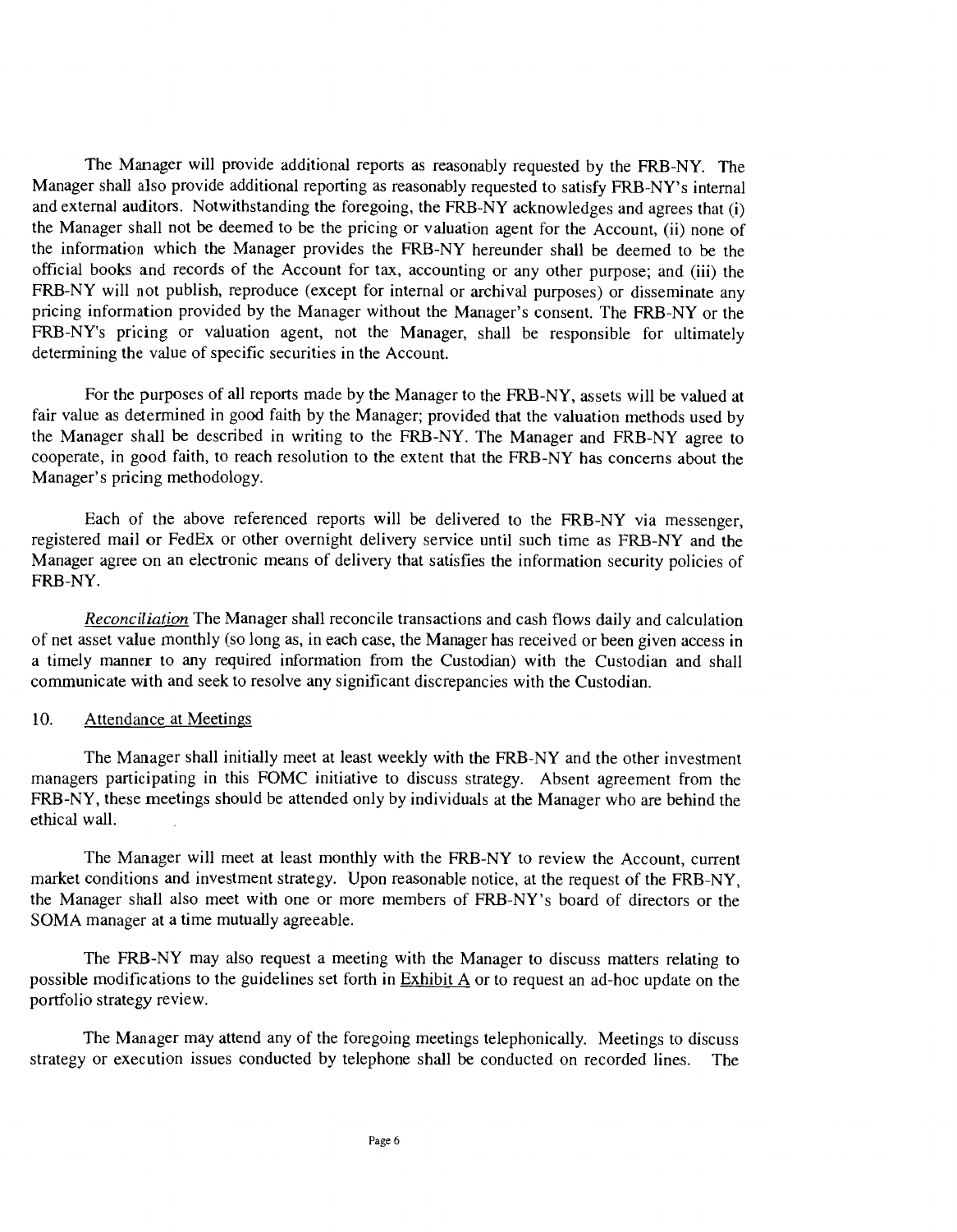The Manager will provide additional reports as reasonably requested by the FRB-NY. The Manager shall also provide additional reporting as reasonably requested to satisfy FRB-NY's internal and external auditors. Notwithstanding the foregoing, the FRB-NY acknowledges and agrees that (i) the Manager shall not be deemed to be the pricing or valuation agent for the Account, (ii) none of the information which the Manager provides the FRB-NY hereunder shall be deemed to be the official books and records of the Account for tax, accounting or any other purpose; and (iii) the FRB-NY will not publish, reproduce (except for internal or archival purposes) or disseminate any pricing information provided by the Manager without the Manager's consent. The FRB-NY or the FRB-NY's pricing or valuation agent, not the Manager, shall be responsible for ultimately determining the value of specific securities in the Account.

For the purposes of all reports made by the Manager to the FRB-NY, assets will be valued at fair value as determined in good faith by the Manager; provided that the valuation methods used by the Manager shall be described in writing to the FRB-NY. The Manager and FRB-NY agree to cooperate, in good faith, to reach resolution to the extent that the FRB-NY has concerns about the Manager's pricing methodology.

Each of the above referenced reports will be delivered to the FRB-NY via messenger, registered mail or FedEx or other overnight delivery service until such time as FRB-NY and the Manager agree on an electronic means of delivery that satisfies the information security policies of FRB-NY.

*Reconciliation* The Manager shall reconcile transactions and cash flows daily and calculation of net asset value monthly (so long as, in each case, the Manager has received or been given access in a timely manner to any required information from the Custodian) with the Custodian and shall communicate with and seek to resolve any significant discrepancies with the Custodian.

10. Attendance at Meetings

The Manager shall initially meet at least weekly with the FRB-NY and the other investment managers participating in this FOMC initiative to discuss strategy. Absent agreement from the FRB-NY, these meetings should be attended only by individuals at the Manager who are behind the ethical wall.

The Manager will meet at least monthly with the FRB-NY to review the Account, current market conditions and investment strategy. Upon reasonable notice, at the request of the FRB-NY, the Manager shall also meet with one or more members of FRB-NY's board of directors or the SOMA manager at a time mutually agreeable.

The FRB-NY may also request a meeting with the Manager to discuss matters relating to possible modifications to the guidelines set forth in Exhibit A or to request an ad-hoc update on the portfolio strategy review.

The Manager may attend any of the foregoing meetings telephonically. Meetings to discuss strategy or execution issues conducted by telephone shall be conducted on recorded lines. The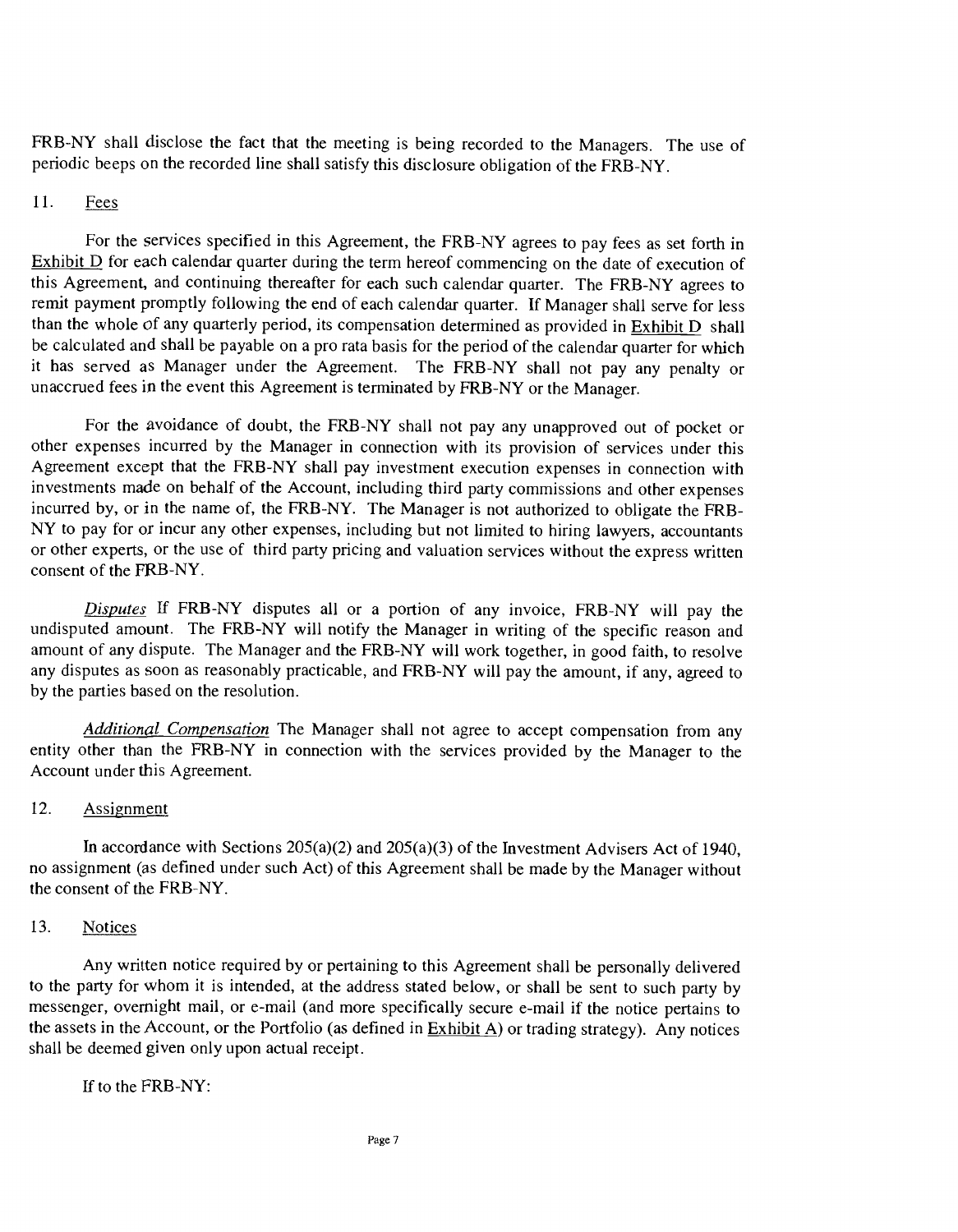FRB-NY shall disclose the fact that the meeting is being recorded to the Managers. The use of periodic beeps on the recorded line shall satisfy this disclosure obligation of the FRB-NY.

## 11. Fees

For the services specified in this Agreement, the FRB-NY agrees to pay fees as set forth in Exhibit D for each calendar quarter during the term hereof commencing on the date of execution of this Agreement, and continuing thereafter for each such calendar quarter. The FRB-NY agrees to remit payment promptly following the end of each calendar quarter. If Manager shall serve for less than the whole of any quarterly period, its compensation determined as provided in Exhibit D shall be calculated and shall be payable on a pro rata basis for the period of the calendar quarter for which it has served as Manager under the Agreement. The FRB-NY shall not pay any penalty or unaccrued fees in the event this Agreement is terminated by FRB-NY or the Manager.

For the avoidance of doubt, the FRB-NY shall not pay any unapproved out of pocket or other expenses incurred by the Manager in connection with its provision of services under this Agreement except that the FRB-NY shall pay investment execution expenses in connection with investments made on behalf of the Account, including third party commissions and other expenses incurred by, or in the name of, the FRB-NY. The Manager is not authorized to obligate the FRB-NY to pay for or incur any other expenses, including but not limited to hiring lawyers, accountants or other experts, or the use of third party pricing and valuation services without the express written consent of the FRB-NY.

*Disputes* If FRB-NY disputes all or a portion of any invoice, FRB-NY will pay the undisputed amount. The FRB-NY will notify the Manager in writing of the specific reason and amount of any dispute. The Manager and the FRB-NY will work together, in good faith, to resolve any disputes as soon as reasonably practicable, and FRB-NY will pay the amount, if any, agreed to by the parties based on the resolution.

*Additional Compensation* The Manager shall not agree to accept compensation from any entity other than the FRB-NY in connection with the services provided by the Manager to the Account under this Agreement.

## 12. Assignment

In accordance with Sections 205(a)(2) and 205(a)(3) of the Investment Advisers Act of 1940, no assignment (as defined under such Act) of this Agreement shall be made by the Manager without the consent of the FRB-NY.

## 13. Notices

Any written notice required by or pertaining to this Agreement shall be personally delivered to the party for whom it is intended, at the address stated below, or shall be sent to such party by messenger, overnight mail, or e-mail (and more specifically secure e-mail if the notice pertains to the assets in the Account, or the Portfolio (as defined in Exhibit A) or trading strategy). Any notices shall be deemed given only upon actual receipt.

If to the FRB-NY: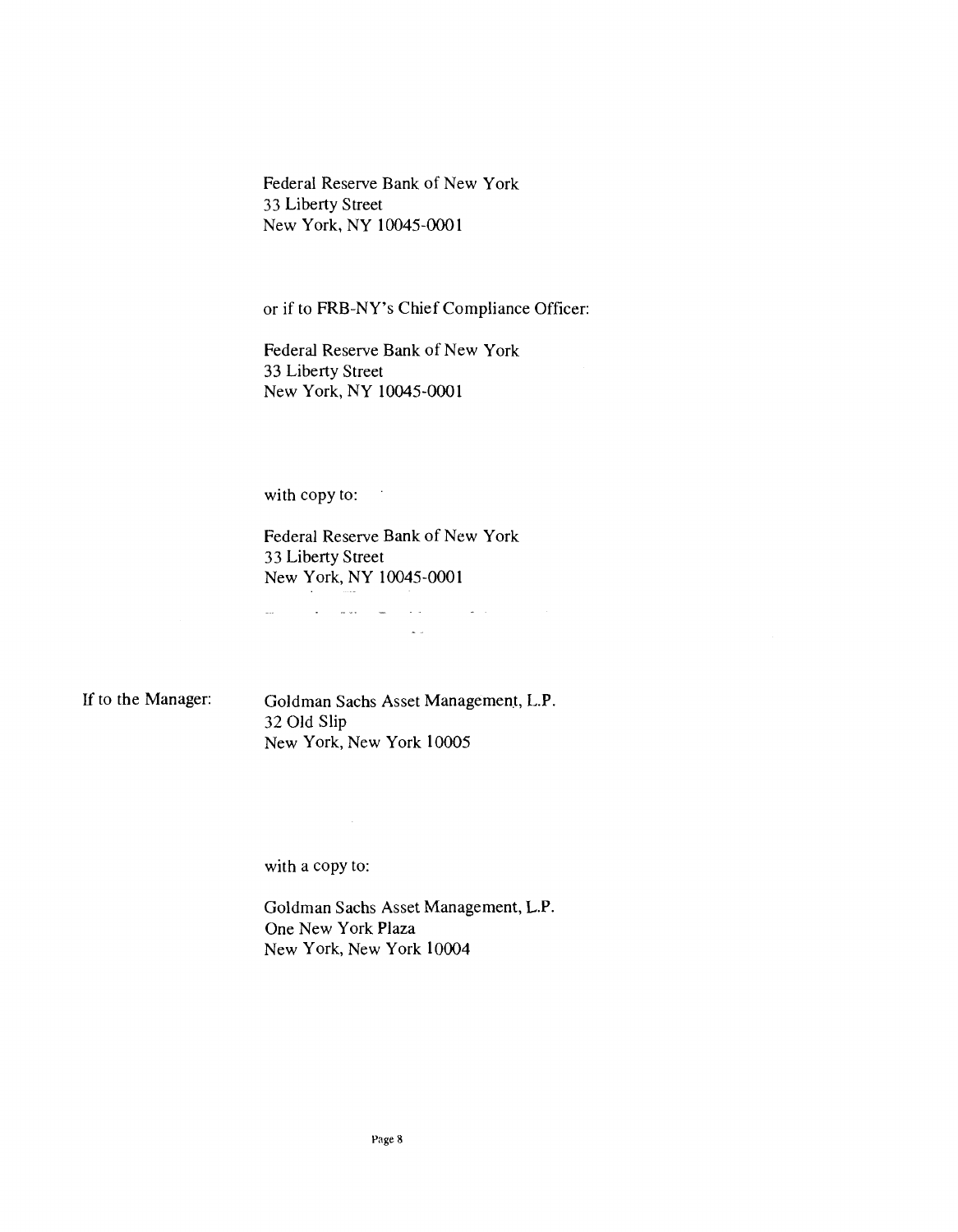Federal Reserve Bank of New York
33 Liberty Street
New York, NY 10045-0001

or if to FRB-NY's Chief Compliance Officer:

Federal Reserve Bank of New York
33 Liberty Street
New York, NY 10045-0001

with copy to:

Federal Reserve Bank of New York
33 Liberty Street
New York, NY 10045-0001

If to the Manager:

Goldman Sachs Asset Management, L.P.
32 Old Slip
New York, New York 10005

with a copy to:

Goldman Sachs Asset Management, L.P.
One New York Plaza
New York, New York 10004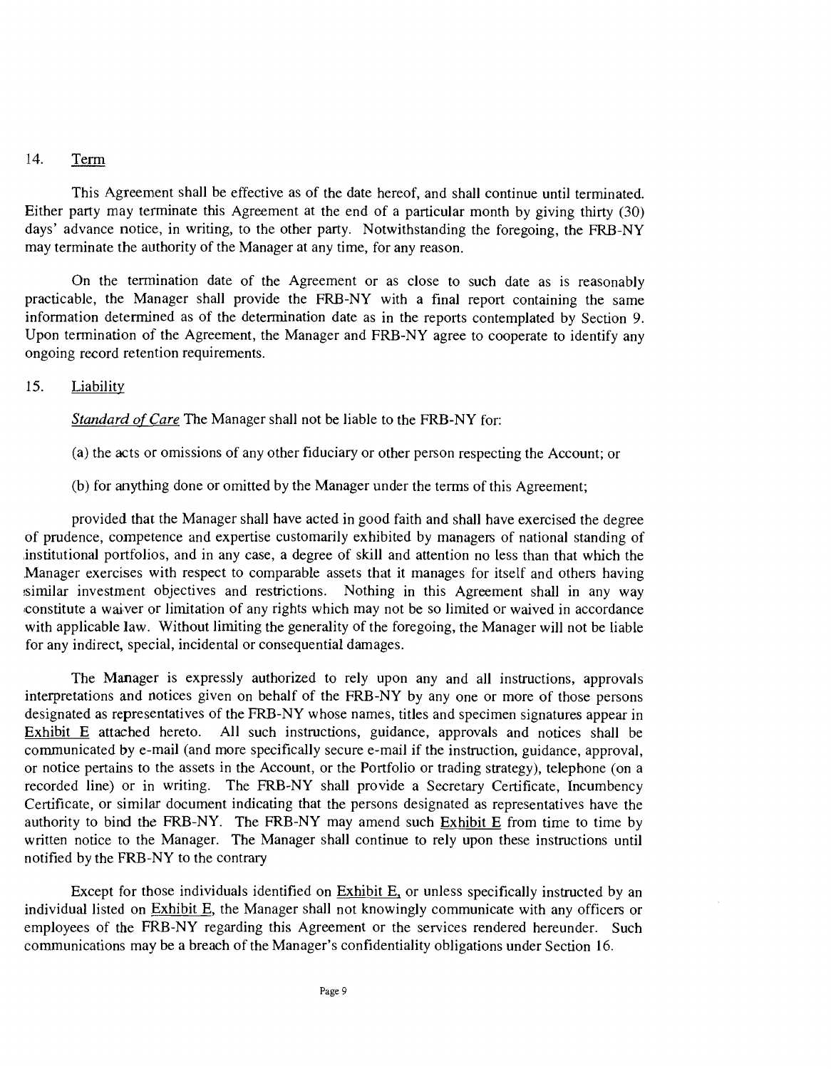14. <u>Term</u>

This Agreement shall be effective as of the date hereof, and shall continue until terminated. Either party may terminate this Agreement at the end of a particular month by giving thirty (30) days' advance notice, in writing, to the other party. Notwithstanding the foregoing, the FRB-NY may terminate the authority of the Manager at any time, for any reason.

On the termination date of the Agreement or as close to such date as is reasonably practicable, the Manager shall provide the FRB-NY with a final report containing the same information determined as of the determination date as in the reports contemplated by Section 9. Upon termination of the Agreement, the Manager and FRB-NY agree to cooperate to identify any ongoing record retention requirements.

15. <u>Liability</u>

*<u>Standard of Care</u>* The Manager shall not be liable to the FRB-NY for:

(a) the acts or omissions of any other fiduciary or other person respecting the Account; or

(b) for anything done or omitted by the Manager under the terms of this Agreement;

provided that the Manager shall have acted in good faith and shall have exercised the degree of prudence, competence and expertise customarily exhibited by managers of national standing of institutional portfolios, and in any case, a degree of skill and attention no less than that which the Manager exercises with respect to comparable assets that it manages for itself and others having similar investment objectives and restrictions. Nothing in this Agreement shall in any way constitute a waiver or limitation of any rights which may not be so limited or waived in accordance with applicable law. Without limiting the generality of the foregoing, the Manager will not be liable for any indirect, special, incidental or consequential damages.

The Manager is expressly authorized to rely upon any and all instructions, approvals interpretations and notices given on behalf of the FRB-NY by any one or more of those persons designated as representatives of the FRB-NY whose names, titles and specimen signatures appear in <u>Exhibit E</u> attached hereto. All such instructions, guidance, approvals and notices shall be communicated by e-mail (and more specifically secure e-mail if the instruction, guidance, approval, or notice pertains to the assets in the Account, or the Portfolio or trading strategy), telephone (on a recorded line) or in writing. The FRB-NY shall provide a Secretary Certificate, Incumbency Certificate, or similar document indicating that the persons designated as representatives have the authority to bind the FRB-NY. The FRB-NY may amend such <u>Exhibit E</u> from time to time by written notice to the Manager. The Manager shall continue to rely upon these instructions until notified by the FRB-NY to the contrary

Except for those individuals identified on <u>Exhibit E</u>, or unless specifically instructed by an individual listed on <u>Exhibit E</u>, the Manager shall not knowingly communicate with any officers or employees of the FRB-NY regarding this Agreement or the services rendered hereunder. Such communications may be a breach of the Manager's confidentiality obligations under Section 16.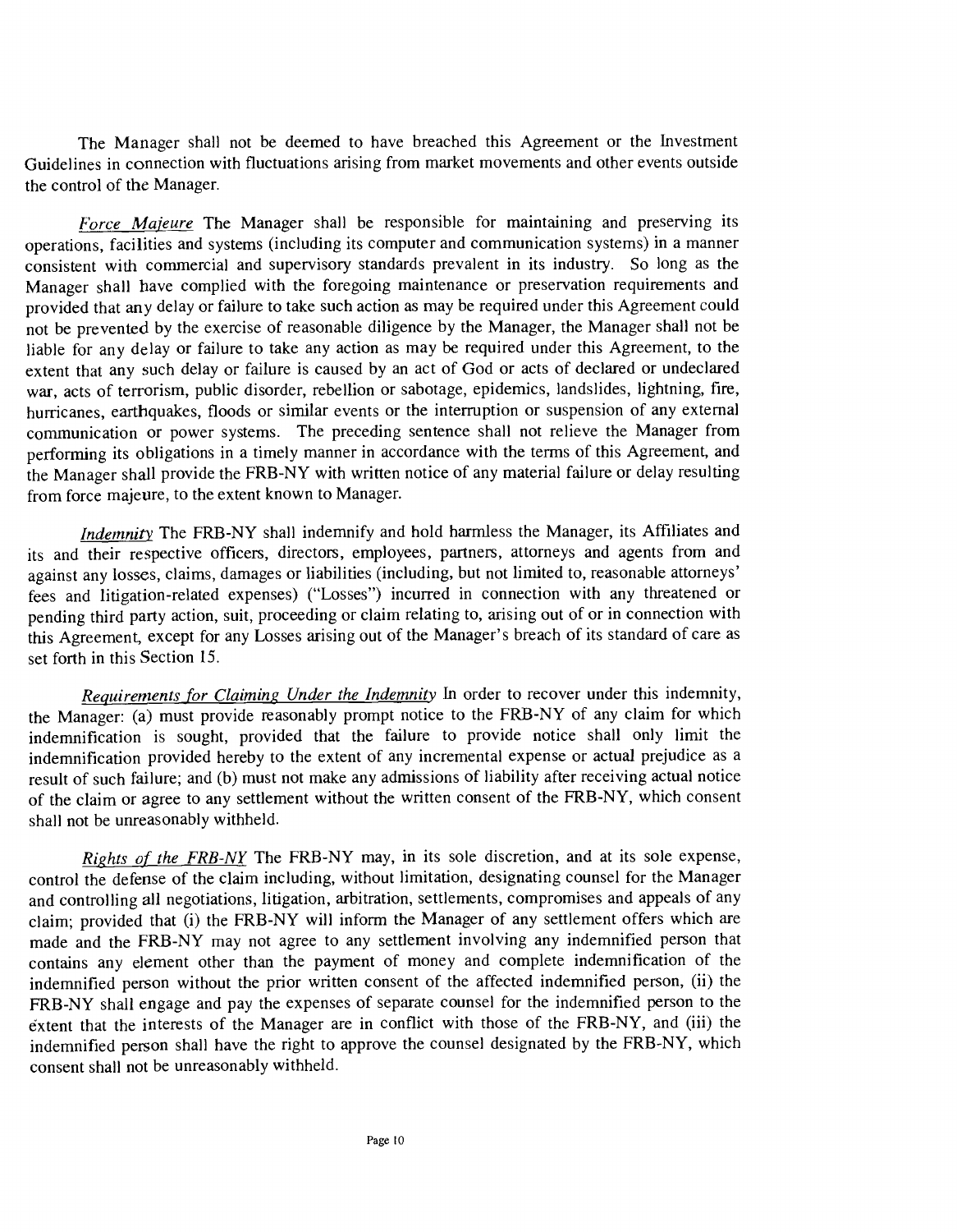The Manager shall not be deemed to have breached this Agreement or the Investment Guidelines in connection with fluctuations arising from market movements and other events outside the control of the Manager.

*Force Majeure* The Manager shall be responsible for maintaining and preserving its operations, facilities and systems (including its computer and communication systems) in a manner consistent with commercial and supervisory standards prevalent in its industry. So long as the Manager shall have complied with the foregoing maintenance or preservation requirements and provided that any delay or failure to take such action as may be required under this Agreement could not be prevented by the exercise of reasonable diligence by the Manager, the Manager shall not be liable for any delay or failure to take any action as may be required under this Agreement, to the extent that any such delay or failure is caused by an act of God or acts of declared or undeclared war, acts of terrorism, public disorder, rebellion or sabotage, epidemics, landslides, lightning, fire, hurricanes, earthquakes, floods or similar events or the interruption or suspension of any external communication or power systems. The preceding sentence shall not relieve the Manager from performing its obligations in a timely manner in accordance with the terms of this Agreement, and the Manager shall provide the FRB-NY with written notice of any material failure or delay resulting from force majeure, to the extent known to Manager.

*Indemnity* The FRB-NY shall indemnify and hold harmless the Manager, its Affiliates and its and their respective officers, directors, employees, partners, attorneys and agents from and against any losses, claims, damages or liabilities (including, but not limited to, reasonable attorneys' fees and litigation-related expenses) ("Losses") incurred in connection with any threatened or pending third party action, suit, proceeding or claim relating to, arising out of or in connection with this Agreement, except for any Losses arising out of the Manager's breach of its standard of care as set forth in this Section 15.

*Requirements for Claiming Under the Indemnity* In order to recover under this indemnity, the Manager: (a) must provide reasonably prompt notice to the FRB-NY of any claim for which indemnification is sought, provided that the failure to provide notice shall only limit the indemnification provided hereby to the extent of any incremental expense or actual prejudice as a result of such failure; and (b) must not make any admissions of liability after receiving actual notice of the claim or agree to any settlement without the written consent of the FRB-NY, which consent shall not be unreasonably withheld.

*Rights of the FRB-NY* The FRB-NY may, in its sole discretion, and at its sole expense, control the defense of the claim including, without limitation, designating counsel for the Manager and controlling all negotiations, litigation, arbitration, settlements, compromises and appeals of any claim; provided that (i) the FRB-NY will inform the Manager of any settlement offers which are made and the FRB-NY may not agree to any settlement involving any indemnified person that contains any element other than the payment of money and complete indemnification of the indemnified person without the prior written consent of the affected indemnified person, (ii) the FRB-NY shall engage and pay the expenses of separate counsel for the indemnified person to the extent that the interests of the Manager are in conflict with those of the FRB-NY, and (iii) the indemnified person shall have the right to approve the counsel designated by the FRB-NY, which consent shall not be unreasonably withheld.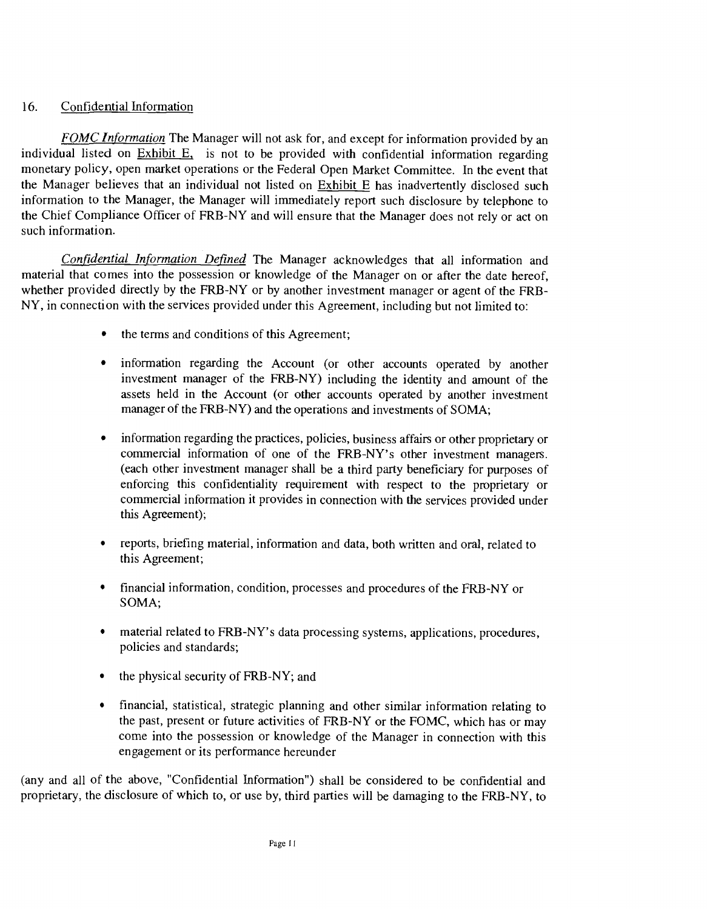16. Confidential Information

*FOMC Information* The Manager will not ask for, and except for information provided by an individual listed on Exhibit E, is not to be provided with confidential information regarding monetary policy, open market operations or the Federal Open Market Committee. In the event that the Manager believes that an individual not listed on Exhibit E has inadvertently disclosed such information to the Manager, the Manager will immediately report such disclosure by telephone to the Chief Compliance Officer of FRB-NY and will ensure that the Manager does not rely or act on such information.

*Confidential Information Defined* The Manager acknowledges that all information and material that comes into the possession or knowledge of the Manager on or after the date hereof, whether provided directly by the FRB-NY or by another investment manager or agent of the FRB-NY, in connection with the services provided under this Agreement, including but not limited to:

- the terms and conditions of this Agreement;
- information regarding the Account (or other accounts operated by another investment manager of the FRB-NY) including the identity and amount of the assets held in the Account (or other accounts operated by another investment manager of the FRB-NY) and the operations and investments of SOMA;
- information regarding the practices, policies, business affairs or other proprietary or commercial information of one of the FRB-NY's other investment managers. (each other investment manager shall be a third party beneficiary for purposes of enforcing this confidentiality requirement with respect to the proprietary or commercial information it provides in connection with the services provided under this Agreement);
- reports, briefing material, information and data, both written and oral, related to this Agreement;
- financial information, condition, processes and procedures of the FRB-NY or SOMA;
- material related to FRB-NY's data processing systems, applications, procedures, policies and standards;
- the physical security of FRB-NY; and
- financial, statistical, strategic planning and other similar information relating to the past, present or future activities of FRB-NY or the FOMC, which has or may come into the possession or knowledge of the Manager in connection with this engagement or its performance hereunder

(any and all of the above, "Confidential Information") shall be considered to be confidential and proprietary, the disclosure of which to, or use by, third parties will be damaging to the FRB-NY, to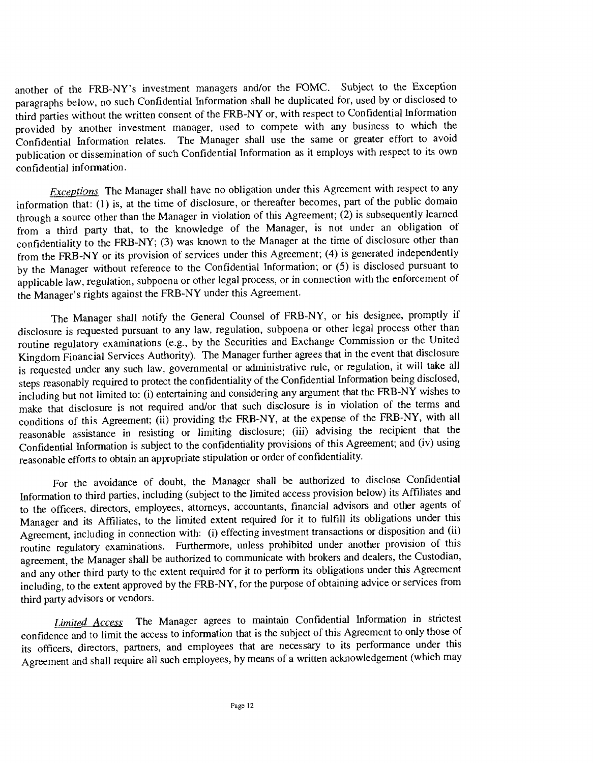another of the FRB-NY's investment managers and/or the FOMC. Subject to the Exception paragraphs below, no such Confidential Information shall be duplicated for, used by or disclosed to third parties without the written consent of the FRB-NY or, with respect to Confidential Information provided by another investment manager, used to compete with any business to which the Confidential Information relates. The Manager shall use the same or greater effort to avoid publication or dissemination of such Confidential Information as it employs with respect to its own confidential information.

*Exceptions* The Manager shall have no obligation under this Agreement with respect to any information that: (1) is, at the time of disclosure, or thereafter becomes, part of the public domain through a source other than the Manager in violation of this Agreement; (2) is subsequently learned from a third party that, to the knowledge of the Manager, is not under an obligation of confidentiality to the FRB-NY; (3) was known to the Manager at the time of disclosure other than from the FRB-NY or its provision of services under this Agreement; (4) is generated independently by the Manager without reference to the Confidential Information; or (5) is disclosed pursuant to applicable law, regulation, subpoena or other legal process, or in connection with the enforcement of the Manager's rights against the FRB-NY under this Agreement.

The Manager shall notify the General Counsel of FRB-NY, or his designee, promptly if disclosure is requested pursuant to any law, regulation, subpoena or other legal process other than routine regulatory examinations (e.g., by the Securities and Exchange Commission or the United Kingdom Financial Services Authority). The Manager further agrees that in the event that disclosure is requested under any such law, governmental or administrative rule, or regulation, it will take all steps reasonably required to protect the confidentiality of the Confidential Information being disclosed, including but not limited to: (i) entertaining and considering any argument that the FRB-NY wishes to make that disclosure is not required and/or that such disclosure is in violation of the terms and conditions of this Agreement; (ii) providing the FRB-NY, at the expense of the FRB-NY, with all reasonable assistance in resisting or limiting disclosure; (iii) advising the recipient that the Confidential Information is subject to the confidentiality provisions of this Agreement; and (iv) using reasonable efforts to obtain an appropriate stipulation or order of confidentiality.

For the avoidance of doubt, the Manager shall be authorized to disclose Confidential Information to third parties, including (subject to the limited access provision below) its Affiliates and to the officers, directors, employees, attorneys, accountants, financial advisors and other agents of Manager and its Affiliates, to the limited extent required for it to fulfill its obligations under this Agreement, including in connection with: (i) effecting investment transactions or disposition and (ii) routine regulatory examinations. Furthermore, unless prohibited under another provision of this agreement, the Manager shall be authorized to communicate with brokers and dealers, the Custodian, and any other third party to the extent required for it to perform its obligations under this Agreement including, to the extent approved by the FRB-NY, for the purpose of obtaining advice or services from third party advisors or vendors.

*Limited Access* The Manager agrees to maintain Confidential Information in strictest confidence and to limit the access to information that is the subject of this Agreement to only those of its officers, directors, partners, and employees that are necessary to its performance under this Agreement and shall require all such employees, by means of a written acknowledgement (which may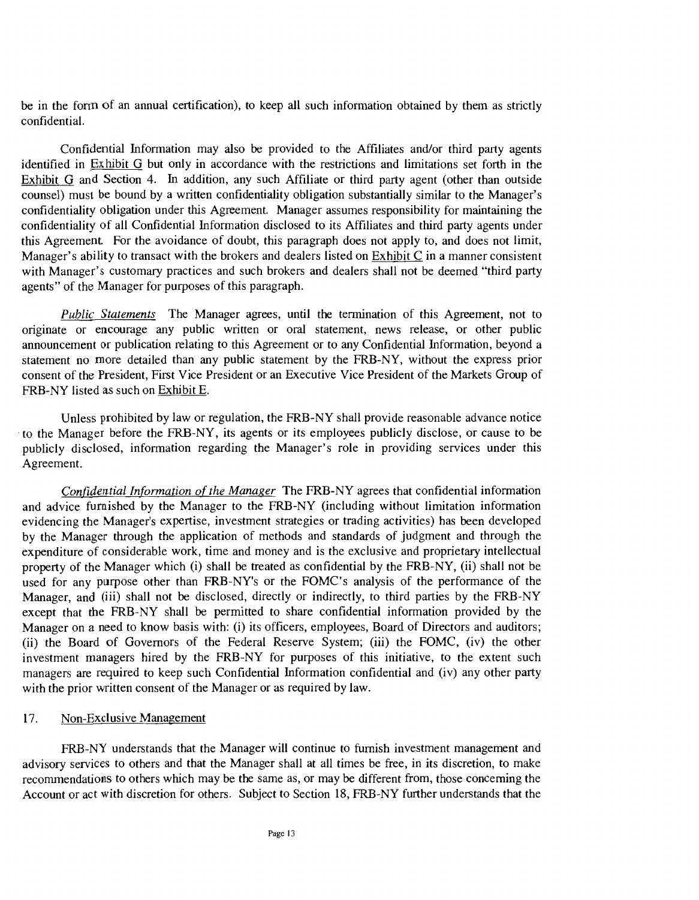be in the form of an annual certification), to keep all such information obtained by them as strictly confidential.

Confidential Information may also be provided to the Affiliates and/or third party agents identified in Exhibit G but only in accordance with the restrictions and limitations set forth in the Exhibit G and Section 4. In addition, any such Affiliate or third party agent (other than outside counsel) must be bound by a written confidentiality obligation substantially similar to the Manager's confidentiality obligation under this Agreement. Manager assumes responsibility for maintaining the confidentiality of all Confidential Information disclosed to its Affiliates and third party agents under this Agreement. For the avoidance of doubt, this paragraph does not apply to, and does not limit, Manager's ability to transact with the brokers and dealers listed on Exhibit C in a manner consistent with Manager's customary practices and such brokers and dealers shall not be deemed "third party agents" of the Manager for purposes of this paragraph.

*Public Statements* The Manager agrees, until the termination of this Agreement, not to originate or encourage any public written or oral statement, news release, or other public announcement or publication relating to this Agreement or to any Confidential Information, beyond a statement no more detailed than any public statement by the FRB-NY, without the express prior consent of the President, First Vice President or an Executive Vice President of the Markets Group of FRB-NY listed as such on Exhibit E.

Unless prohibited by law or regulation, the FRB-NY shall provide reasonable advance notice to the Manager before the FRB-NY, its agents or its employees publicly disclose, or cause to be publicly disclosed, information regarding the Manager's role in providing services under this Agreement.

*Confidential Information of the Manager* The FRB-NY agrees that confidential information and advice furnished by the Manager to the FRB-NY (including without limitation information evidencing the Manager's expertise, investment strategies or trading activities) has been developed by the Manager through the application of methods and standards of judgment and through the expenditure of considerable work, time and money and is the exclusive and proprietary intellectual property of the Manager which (i) shall be treated as confidential by the FRB-NY, (ii) shall not be used for any purpose other than FRB-NY's or the FOMC's analysis of the performance of the Manager, and (iii) shall not be disclosed, directly or indirectly, to third parties by the FRB-NY except that the FRB-NY shall be permitted to share confidential information provided by the Manager on a need to know basis with: (i) its officers, employees, Board of Directors and auditors; (ii) the Board of Governors of the Federal Reserve System; (iii) the FOMC, (iv) the other investment managers hired by the FRB-NY for purposes of this initiative, to the extent such managers are required to keep such Confidential Information confidential and (iv) any other party with the prior written consent of the Manager or as required by law.

## 17. Non-Exclusive Management

FRB-NY understands that the Manager will continue to furnish investment management and advisory services to others and that the Manager shall at all times be free, in its discretion, to make recommendations to others which may be the same as, or may be different from, those concerning the Account or act with discretion for others. Subject to Section 18, FRB-NY further understands that the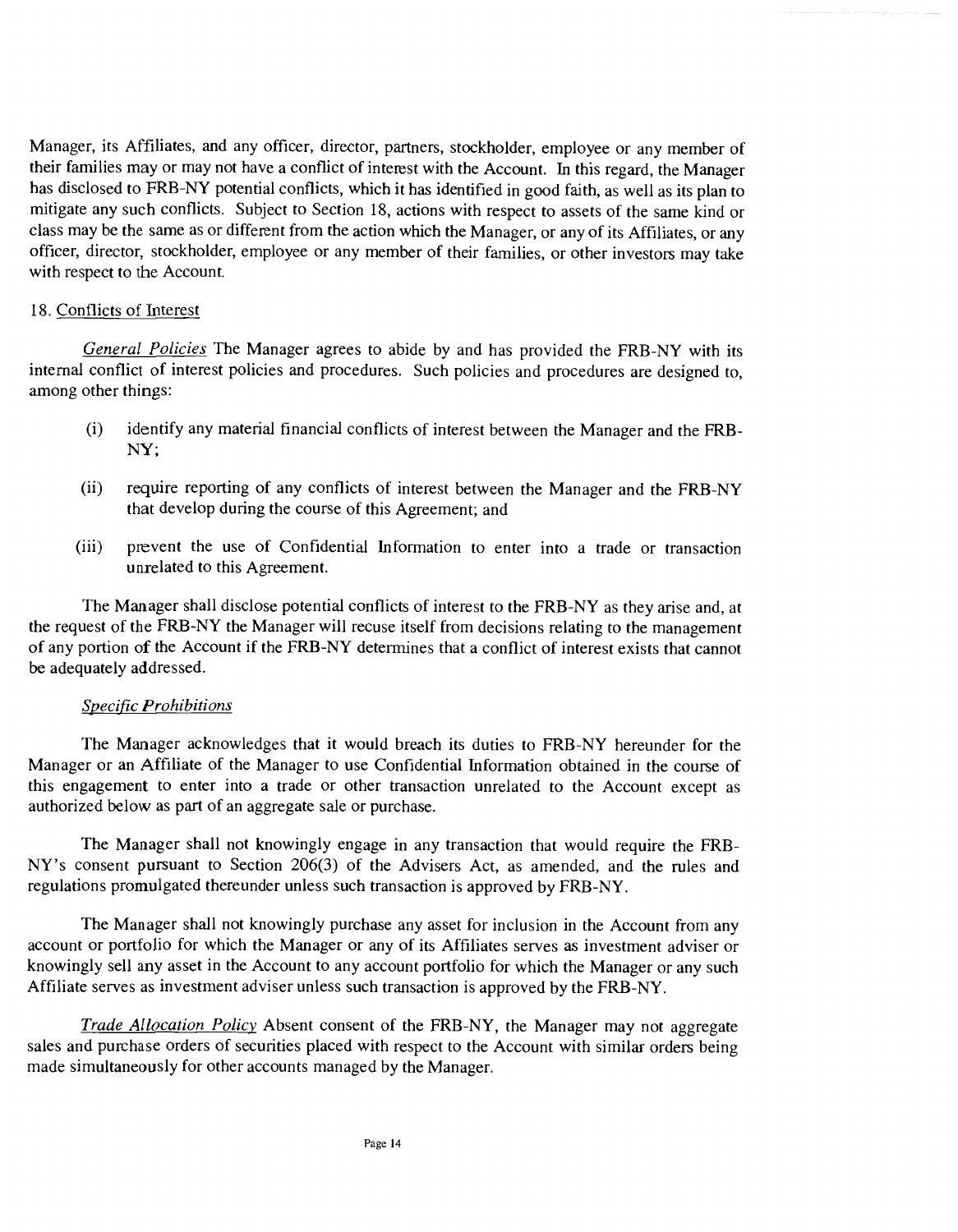Manager, its Affiliates, and any officer, director, partners, stockholder, employee or any member of their families may or may not have a conflict of interest with the Account. In this regard, the Manager has disclosed to FRB-NY potential conflicts, which it has identified in good faith, as well as its plan to mitigate any such conflicts. Subject to Section 18, actions with respect to assets of the same kind or class may be the same as or different from the action which the Manager, or any of its Affiliates, or any officer, director, stockholder, employee or any member of their families, or other investors may take with respect to the Account.

18. Conflicts of Interest

*General Policies* The Manager agrees to abide by and has provided the FRB-NY with its internal conflict of interest policies and procedures. Such policies and procedures are designed to, among other things:

(i) identify any material financial conflicts of interest between the Manager and the FRB-NY;

(ii) require reporting of any conflicts of interest between the Manager and the FRB-NY that develop during the course of this Agreement; and

(iii) prevent the use of Confidential Information to enter into a trade or transaction unrelated to this Agreement.

The Manager shall disclose potential conflicts of interest to the FRB-NY as they arise and, at the request of the FRB-NY the Manager will recuse itself from decisions relating to the management of any portion of the Account if the FRB-NY determines that a conflict of interest exists that cannot be adequately addressed.

*Specific Prohibitions*

The Manager acknowledges that it would breach its duties to FRB-NY hereunder for the Manager or an Affiliate of the Manager to use Confidential Information obtained in the course of this engagement to enter into a trade or other transaction unrelated to the Account except as authorized below as part of an aggregate sale or purchase.

The Manager shall not knowingly engage in any transaction that would require the FRB-NY's consent pursuant to Section 206(3) of the Advisers Act, as amended, and the rules and regulations promulgated thereunder unless such transaction is approved by FRB-NY.

The Manager shall not knowingly purchase any asset for inclusion in the Account from any account or portfolio for which the Manager or any of its Affiliates serves as investment adviser or knowingly sell any asset in the Account to any account portfolio for which the Manager or any such Affiliate serves as investment adviser unless such transaction is approved by the FRB-NY.

*Trade Allocation Policy* Absent consent of the FRB-NY, the Manager may not aggregate sales and purchase orders of securities placed with respect to the Account with similar orders being made simultaneously for other accounts managed by the Manager.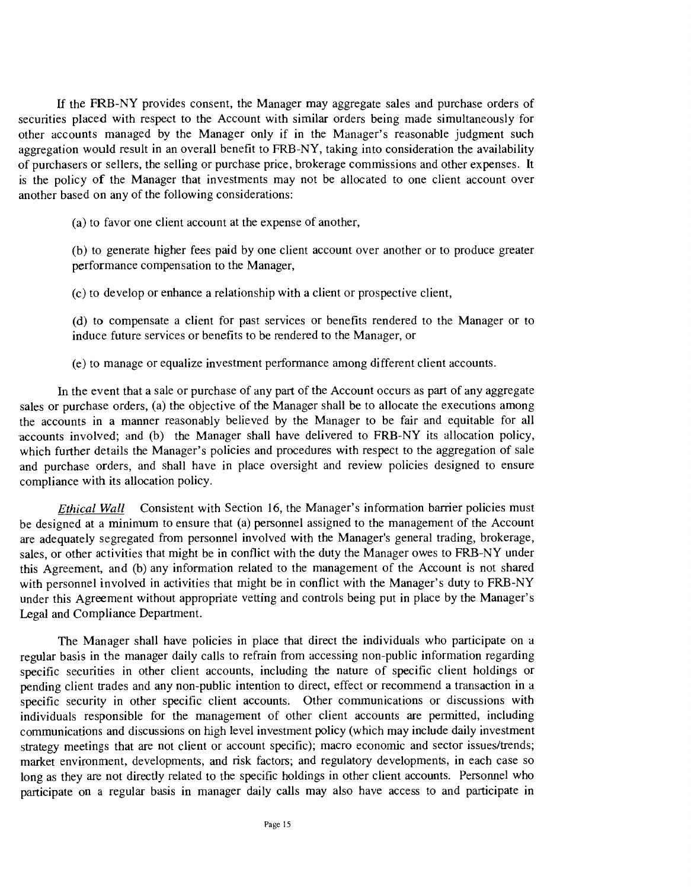If the FRB-NY provides consent, the Manager may aggregate sales and purchase orders of securities placed with respect to the Account with similar orders being made simultaneously for other accounts managed by the Manager only if in the Manager's reasonable judgment such aggregation would result in an overall benefit to FRB-NY, taking into consideration the availability of purchasers or sellers, the selling or purchase price, brokerage commissions and other expenses. It is the policy of the Manager that investments may not be allocated to one client account over another based on any of the following considerations:

(a) to favor one client account at the expense of another,

(b) to generate higher fees paid by one client account over another or to produce greater performance compensation to the Manager,

(c) to develop or enhance a relationship with a client or prospective client,

(d) to compensate a client for past services or benefits rendered to the Manager or to induce future services or benefits to be rendered to the Manager, or

(e) to manage or equalize investment performance among different client accounts.

In the event that a sale or purchase of any part of the Account occurs as part of any aggregate sales or purchase orders, (a) the objective of the Manager shall be to allocate the executions among the accounts in a manner reasonably believed by the Manager to be fair and equitable for all accounts involved; and (b) the Manager shall have delivered to FRB-NY its allocation policy, which further details the Manager's policies and procedures with respect to the aggregation of sale and purchase orders, and shall have in place oversight and review policies designed to ensure compliance with its allocation policy.

*Ethical Wall* Consistent with Section 16, the Manager's information barrier policies must be designed at a minimum to ensure that (a) personnel assigned to the management of the Account are adequately segregated from personnel involved with the Manager's general trading, brokerage, sales, or other activities that might be in conflict with the duty the Manager owes to FRB-NY under this Agreement, and (b) any information related to the management of the Account is not shared with personnel involved in activities that might be in conflict with the Manager's duty to FRB-NY under this Agreement without appropriate vetting and controls being put in place by the Manager's Legal and Compliance Department.

The Manager shall have policies in place that direct the individuals who participate on a regular basis in the manager daily calls to refrain from accessing non-public information regarding specific securities in other client accounts, including the nature of specific client holdings or pending client trades and any non-public intention to direct, effect or recommend a transaction in a specific security in other specific client accounts. Other communications or discussions with individuals responsible for the management of other client accounts are permitted, including communications and discussions on high level investment policy (which may include daily investment strategy meetings that are not client or account specific); macro economic and sector issues/trends; market environment, developments, and risk factors; and regulatory developments, in each case so long as they are not directly related to the specific holdings in other client accounts. Personnel who participate on a regular basis in manager daily calls may also have access to and participate in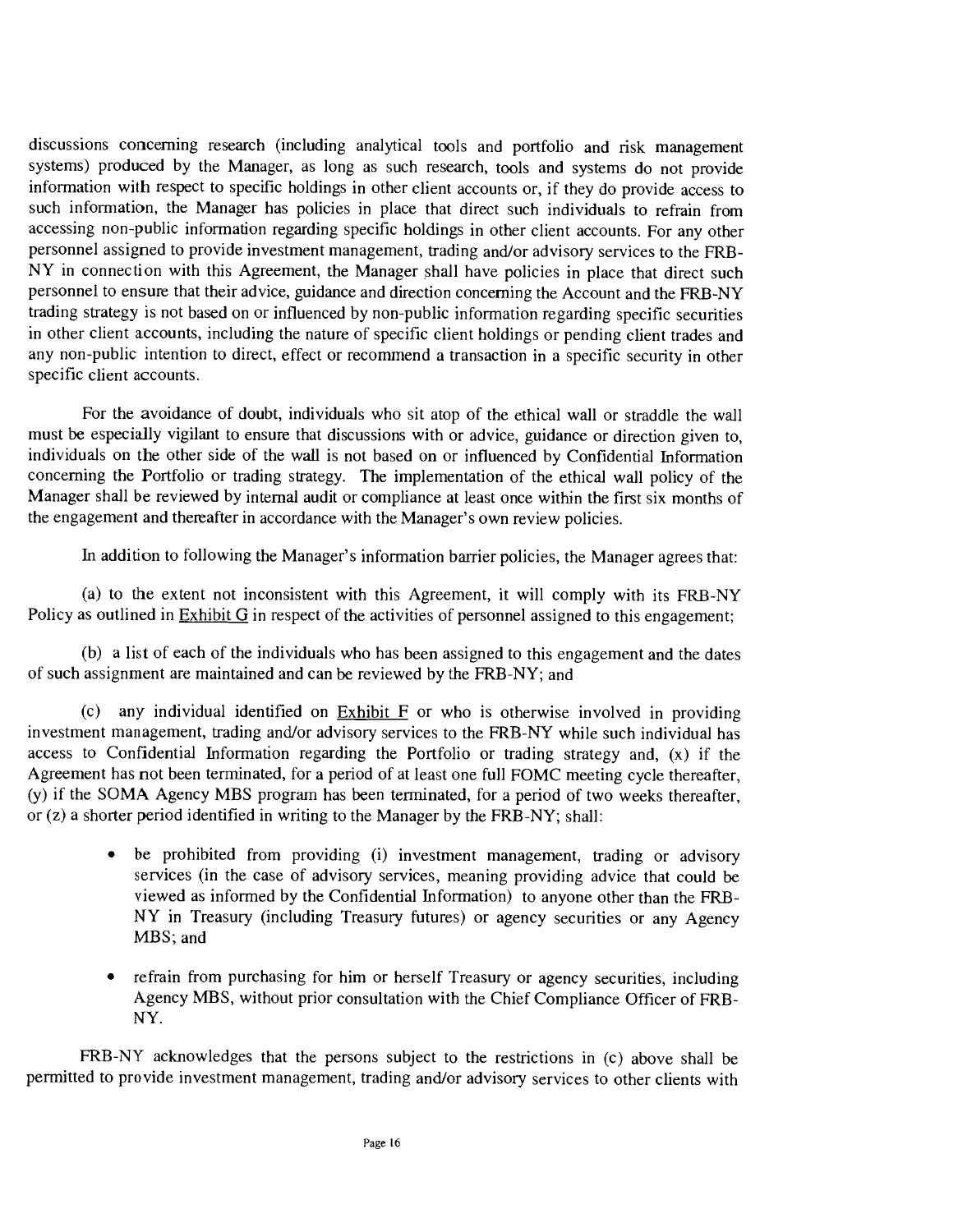discussions concerning research (including analytical tools and portfolio and risk management systems) produced by the Manager, as long as such research, tools and systems do not provide information with respect to specific holdings in other client accounts or, if they do provide access to such information, the Manager has policies in place that direct such individuals to refrain from accessing non-public information regarding specific holdings in other client accounts. For any other personnel assigned to provide investment management, trading and/or advisory services to the FRB-NY in connection with this Agreement, the Manager shall have policies in place that direct such personnel to ensure that their advice, guidance and direction concerning the Account and the FRB-NY trading strategy is not based on or influenced by non-public information regarding specific securities in other client accounts, including the nature of specific client holdings or pending client trades and any non-public intention to direct, effect or recommend a transaction in a specific security in other specific client accounts.

For the avoidance of doubt, individuals who sit atop of the ethical wall or straddle the wall must be especially vigilant to ensure that discussions with or advice, guidance or direction given to, individuals on the other side of the wall is not based on or influenced by Confidential Information concerning the Portfolio or trading strategy. The implementation of the ethical wall policy of the Manager shall be reviewed by internal audit or compliance at least once within the first six months of the engagement and thereafter in accordance with the Manager's own review policies.

In addition to following the Manager's information barrier policies, the Manager agrees that:

(a) to the extent not inconsistent with this Agreement, it will comply with its FRB-NY Policy as outlined in Exhibit G in respect of the activities of personnel assigned to this engagement;

(b) a list of each of the individuals who has been assigned to this engagement and the dates of such assignment are maintained and can be reviewed by the FRB-NY; and

(c) any individual identified on Exhibit F or who is otherwise involved in providing investment management, trading and/or advisory services to the FRB-NY while such individual has access to Confidential Information regarding the Portfolio or trading strategy and, (x) if the Agreement has not been terminated, for a period of at least one full FOMC meeting cycle thereafter, (y) if the SOMA Agency MBS program has been terminated, for a period of two weeks thereafter, or (z) a shorter period identified in writing to the Manager by the FRB-NY; shall:

- be prohibited from providing (i) investment management, trading or advisory services (in the case of advisory services, meaning providing advice that could be viewed as informed by the Confidential Information) to anyone other than the FRB-NY in Treasury (including Treasury futures) or agency securities or any Agency MBS; and
- refrain from purchasing for him or herself Treasury or agency securities, including Agency MBS, without prior consultation with the Chief Compliance Officer of FRB-NY.

FRB-NY acknowledges that the persons subject to the restrictions in (c) above shall be permitted to provide investment management, trading and/or advisory services to other clients with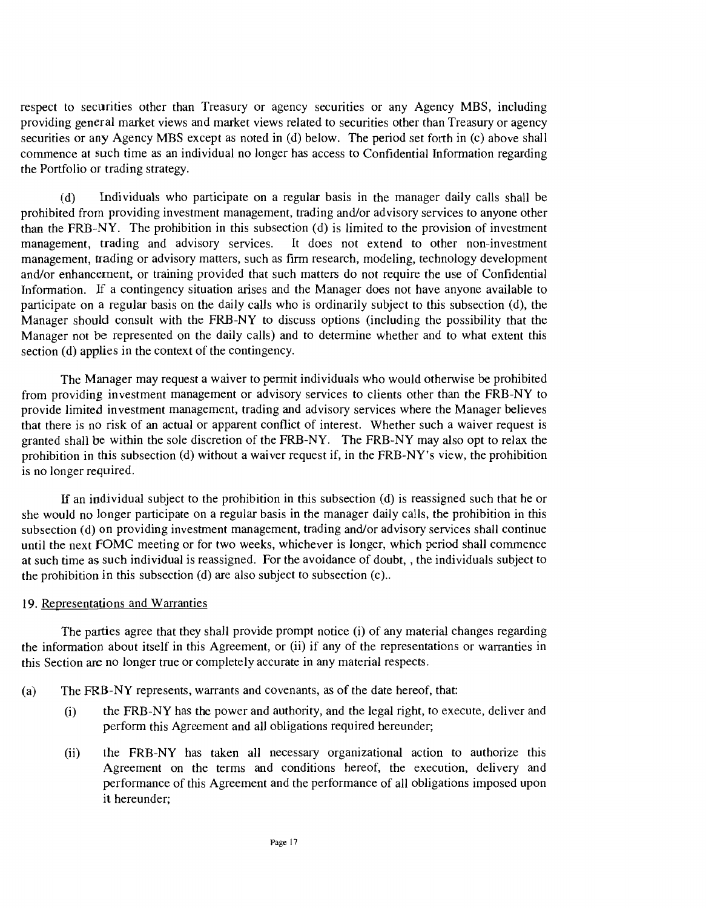respect to securities other than Treasury or agency securities or any Agency MBS, including providing general market views and market views related to securities other than Treasury or agency securities or any Agency MBS except as noted in (d) below. The period set forth in (c) above shall commence at such time as an individual no longer has access to Confidential Information regarding the Portfolio or trading strategy.

(d) Individuals who participate on a regular basis in the manager daily calls shall be prohibited from providing investment management, trading and/or advisory services to anyone other than the FRB-NY. The prohibition in this subsection (d) is limited to the provision of investment management, trading and advisory services. It does not extend to other non-investment management, trading or advisory matters, such as firm research, modeling, technology development and/or enhancement, or training provided that such matters do not require the use of Confidential Information. If a contingency situation arises and the Manager does not have anyone available to participate on a regular basis on the daily calls who is ordinarily subject to this subsection (d), the Manager should consult with the FRB-NY to discuss options (including the possibility that the Manager not be represented on the daily calls) and to determine whether and to what extent this section (d) applies in the context of the contingency.

The Manager may request a waiver to permit individuals who would otherwise be prohibited from providing investment management or advisory services to clients other than the FRB-NY to provide limited investment management, trading and advisory services where the Manager believes that there is no risk of an actual or apparent conflict of interest. Whether such a waiver request is granted shall be within the sole discretion of the FRB-NY. The FRB-NY may also opt to relax the prohibition in this subsection (d) without a waiver request if, in the FRB-NY's view, the prohibition is no longer required.

If an individual subject to the prohibition in this subsection (d) is reassigned such that he or she would no longer participate on a regular basis in the manager daily calls, the prohibition in this subsection (d) on providing investment management, trading and/or advisory services shall continue until the next FOMC meeting or for two weeks, whichever is longer, which period shall commence at such time as such individual is reassigned. For the avoidance of doubt, , the individuals subject to the prohibition in this subsection (d) are also subject to subsection (c)..

19. Representations and Warranties

The parties agree that they shall provide prompt notice (i) of any material changes regarding the information about itself in this Agreement, or (ii) if any of the representations or warranties in this Section are no longer true or completely accurate in any material respects.

(a) The FRB-NY represents, warrants and covenants, as of the date hereof, that:

(i) the FRB-NY has the power and authority, and the legal right, to execute, deliver and perform this Agreement and all obligations required hereunder;

(ii) the FRB-NY has taken all necessary organizational action to authorize this Agreement on the terms and conditions hereof, the execution, delivery and performance of this Agreement and the performance of all obligations imposed upon it hereunder;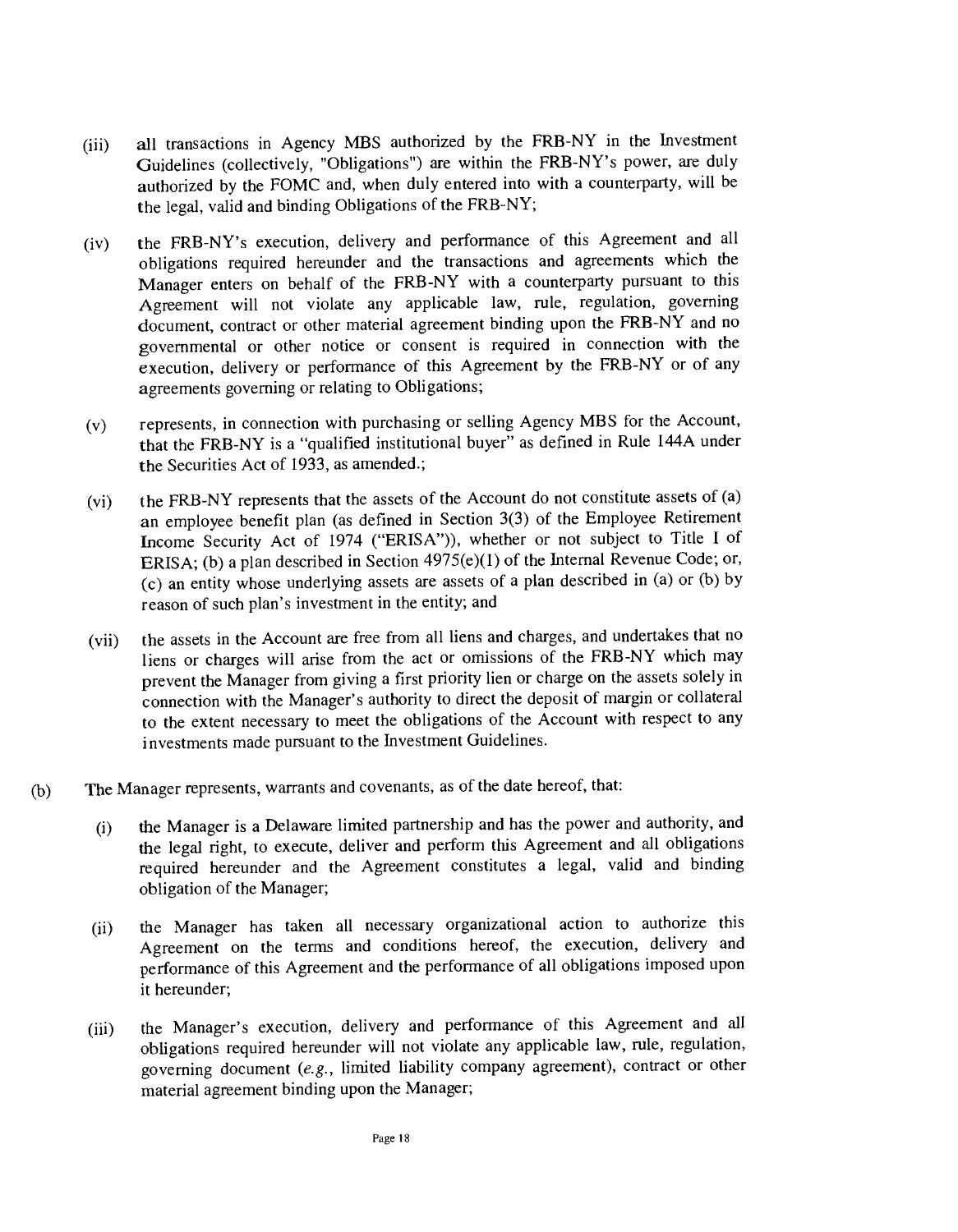(iii) all transactions in Agency MBS authorized by the FRB-NY in the Investment Guidelines (collectively, "Obligations") are within the FRB-NY's power, are duly authorized by the FOMC and, when duly entered into with a counterparty, will be the legal, valid and binding Obligations of the FRB-NY;

(iv) the FRB-NY's execution, delivery and performance of this Agreement and all obligations required hereunder and the transactions and agreements which the Manager enters on behalf of the FRB-NY with a counterparty pursuant to this Agreement will not violate any applicable law, rule, regulation, governing document, contract or other material agreement binding upon the FRB-NY and no governmental or other notice or consent is required in connection with the execution, delivery or performance of this Agreement by the FRB-NY or of any agreements governing or relating to Obligations;

(v) represents, in connection with purchasing or selling Agency MBS for the Account, that the FRB-NY is a "qualified institutional buyer" as defined in Rule 144A under the Securities Act of 1933, as amended.;

(vi) the FRB-NY represents that the assets of the Account do not constitute assets of (a) an employee benefit plan (as defined in Section 3(3) of the Employee Retirement Income Security Act of 1974 ("ERISA")), whether or not subject to Title I of ERISA; (b) a plan described in Section 4975(e)(1) of the Internal Revenue Code; or, (c) an entity whose underlying assets are assets of a plan described in (a) or (b) by reason of such plan's investment in the entity; and

(vii) the assets in the Account are free from all liens and charges, and undertakes that no liens or charges will arise from the act or omissions of the FRB-NY which may prevent the Manager from giving a first priority lien or charge on the assets solely in connection with the Manager's authority to direct the deposit of margin or collateral to the extent necessary to meet the obligations of the Account with respect to any investments made pursuant to the Investment Guidelines.

(b) The Manager represents, warrants and covenants, as of the date hereof, that:

(i) the Manager is a Delaware limited partnership and has the power and authority, and the legal right, to execute, deliver and perform this Agreement and all obligations required hereunder and the Agreement constitutes a legal, valid and binding obligation of the Manager;

(ii) the Manager has taken all necessary organizational action to authorize this Agreement on the terms and conditions hereof, the execution, delivery and performance of this Agreement and the performance of all obligations imposed upon it hereunder;

(iii) the Manager's execution, delivery and performance of this Agreement and all obligations required hereunder will not violate any applicable law, rule, regulation, governing document (*e.g.*, limited liability company agreement), contract or other material agreement binding upon the Manager;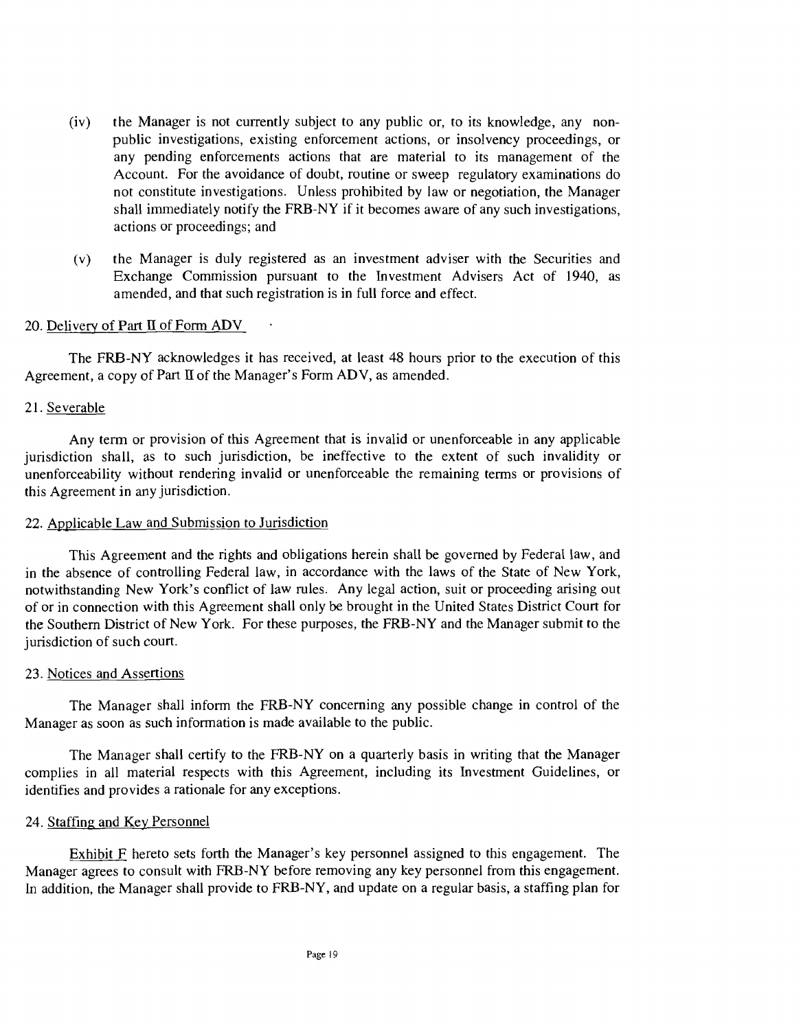(iv) the Manager is not currently subject to any public or, to its knowledge, any non-public investigations, existing enforcement actions, or insolvency proceedings, or any pending enforcements actions that are material to its management of the Account. For the avoidance of doubt, routine or sweep regulatory examinations do not constitute investigations. Unless prohibited by law or negotiation, the Manager shall immediately notify the FRB-NY if it becomes aware of any such investigations, actions or proceedings; and

(v) the Manager is duly registered as an investment adviser with the Securities and Exchange Commission pursuant to the Investment Advisers Act of 1940, as amended, and that such registration is in full force and effect.

20. Delivery of Part II of Form ADV

The FRB-NY acknowledges it has received, at least 48 hours prior to the execution of this Agreement, a copy of Part II of the Manager's Form ADV, as amended.

21. Severable

Any term or provision of this Agreement that is invalid or unenforceable in any applicable jurisdiction shall, as to such jurisdiction, be ineffective to the extent of such invalidity or unenforceability without rendering invalid or unenforceable the remaining terms or provisions of this Agreement in any jurisdiction.

22. Applicable Law and Submission to Jurisdiction

This Agreement and the rights and obligations herein shall be governed by Federal law, and in the absence of controlling Federal law, in accordance with the laws of the State of New York, notwithstanding New York's conflict of law rules. Any legal action, suit or proceeding arising out of or in connection with this Agreement shall only be brought in the United States District Court for the Southern District of New York. For these purposes, the FRB-NY and the Manager submit to the jurisdiction of such court.

23. Notices and Assertions

The Manager shall inform the FRB-NY concerning any possible change in control of the Manager as soon as such information is made available to the public.

The Manager shall certify to the FRB-NY on a quarterly basis in writing that the Manager complies in all material respects with this Agreement, including its Investment Guidelines, or identifies and provides a rationale for any exceptions.

24. Staffing and Key Personnel

Exhibit F hereto sets forth the Manager's key personnel assigned to this engagement. The Manager agrees to consult with FRB-NY before removing any key personnel from this engagement. In addition, the Manager shall provide to FRB-NY, and update on a regular basis, a staffing plan for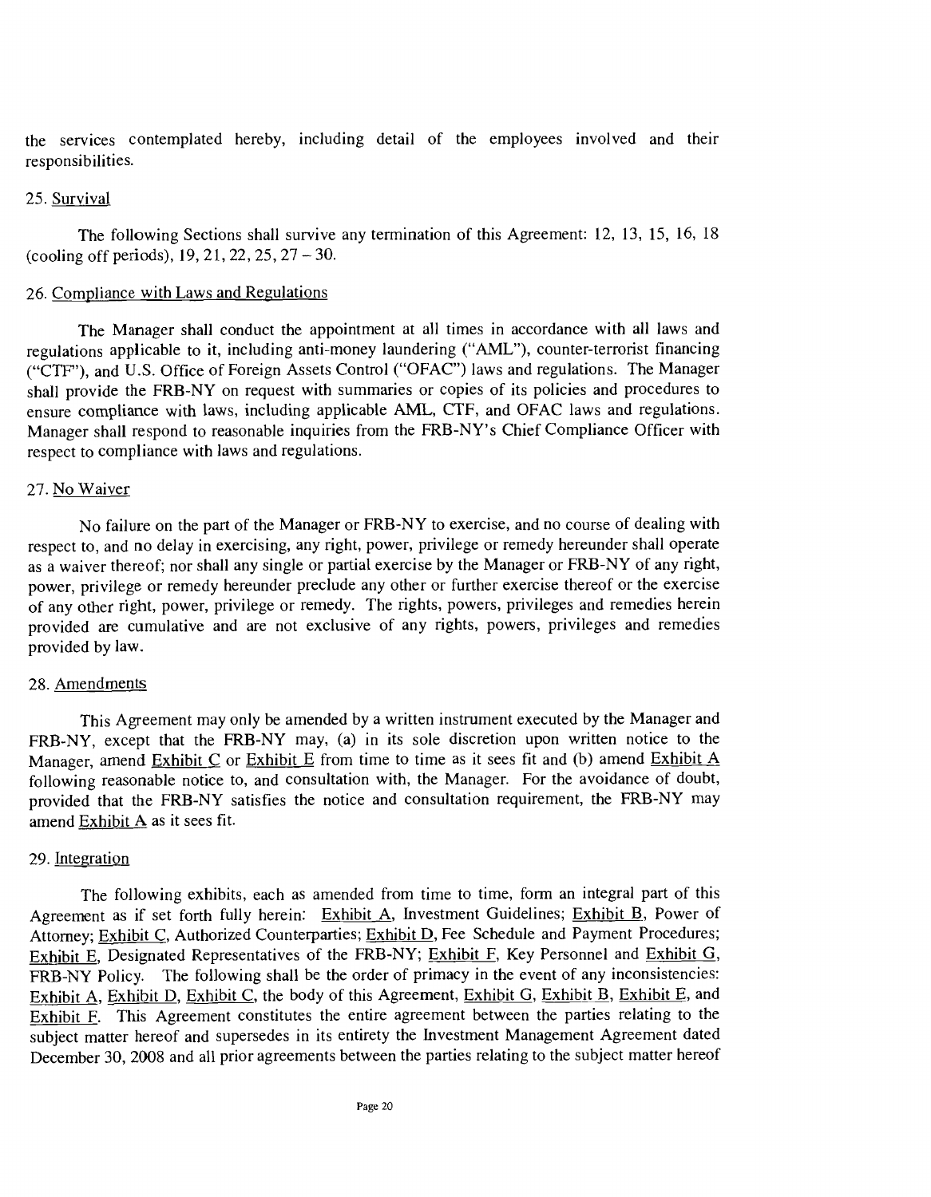the services contemplated hereby, including detail of the employees involved and their responsibilities.

25. Survival

The following Sections shall survive any termination of this Agreement: 12, 13, 15, 16, 18 (cooling off periods), 19, 21, 22, 25, 27 – 30.

26. Compliance with Laws and Regulations

The Manager shall conduct the appointment at all times in accordance with all laws and regulations applicable to it, including anti-money laundering ("AML"), counter-terrorist financing ("CTF"), and U.S. Office of Foreign Assets Control ("OFAC") laws and regulations. The Manager shall provide the FRB-NY on request with summaries or copies of its policies and procedures to ensure compliance with laws, including applicable AML, CTF, and OFAC laws and regulations. Manager shall respond to reasonable inquiries from the FRB-NY's Chief Compliance Officer with respect to compliance with laws and regulations.

27. No Waiver

No failure on the part of the Manager or FRB-NY to exercise, and no course of dealing with respect to, and no delay in exercising, any right, power, privilege or remedy hereunder shall operate as a waiver thereof; nor shall any single or partial exercise by the Manager or FRB-NY of any right, power, privilege or remedy hereunder preclude any other or further exercise thereof or the exercise of any other right, power, privilege or remedy. The rights, powers, privileges and remedies herein provided are cumulative and are not exclusive of any rights, powers, privileges and remedies provided by law.

28. Amendments

This Agreement may only be amended by a written instrument executed by the Manager and FRB-NY, except that the FRB-NY may, (a) in its sole discretion upon written notice to the Manager, amend Exhibit C or Exhibit E from time to time as it sees fit and (b) amend Exhibit A following reasonable notice to, and consultation with, the Manager. For the avoidance of doubt, provided that the FRB-NY satisfies the notice and consultation requirement, the FRB-NY may amend Exhibit A as it sees fit.

29. Integration

The following exhibits, each as amended from time to time, form an integral part of this Agreement as if set forth fully herein: Exhibit A, Investment Guidelines; Exhibit B, Power of Attorney; Exhibit C, Authorized Counterparties; Exhibit D, Fee Schedule and Payment Procedures; Exhibit E, Designated Representatives of the FRB-NY; Exhibit F, Key Personnel and Exhibit G, FRB-NY Policy. The following shall be the order of primacy in the event of any inconsistencies: Exhibit A, Exhibit D, Exhibit C, the body of this Agreement, Exhibit G, Exhibit B, Exhibit E, and Exhibit F. This Agreement constitutes the entire agreement between the parties relating to the subject matter hereof and supersedes in its entirety the Investment Management Agreement dated December 30, 2008 and all prior agreements between the parties relating to the subject matter hereof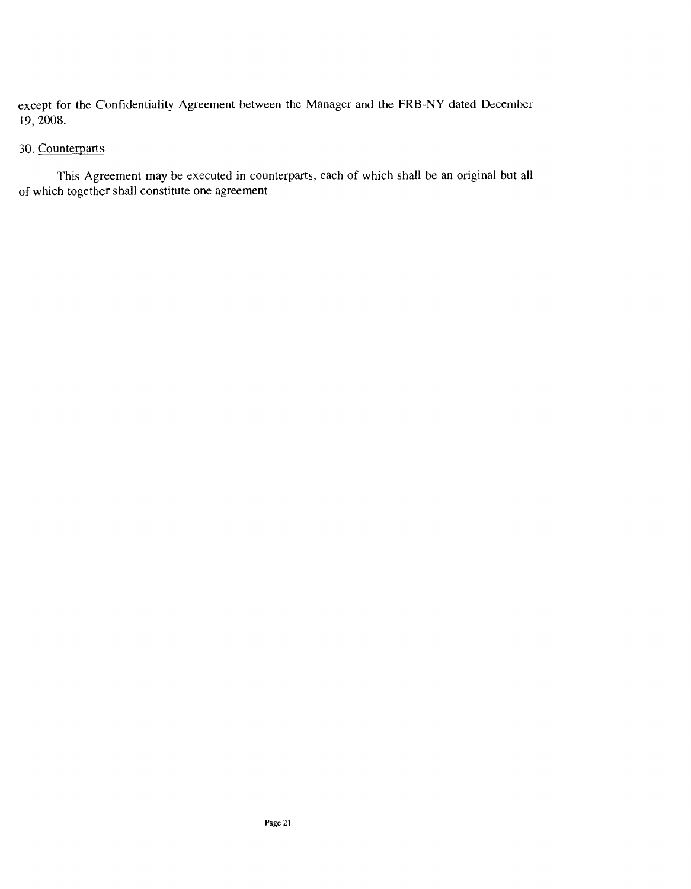except for the Confidentiality Agreement between the Manager and the FRB-NY dated December 19, 2008.

30. Counterparts

This Agreement may be executed in counterparts, each of which shall be an original but all of which together shall constitute one agreement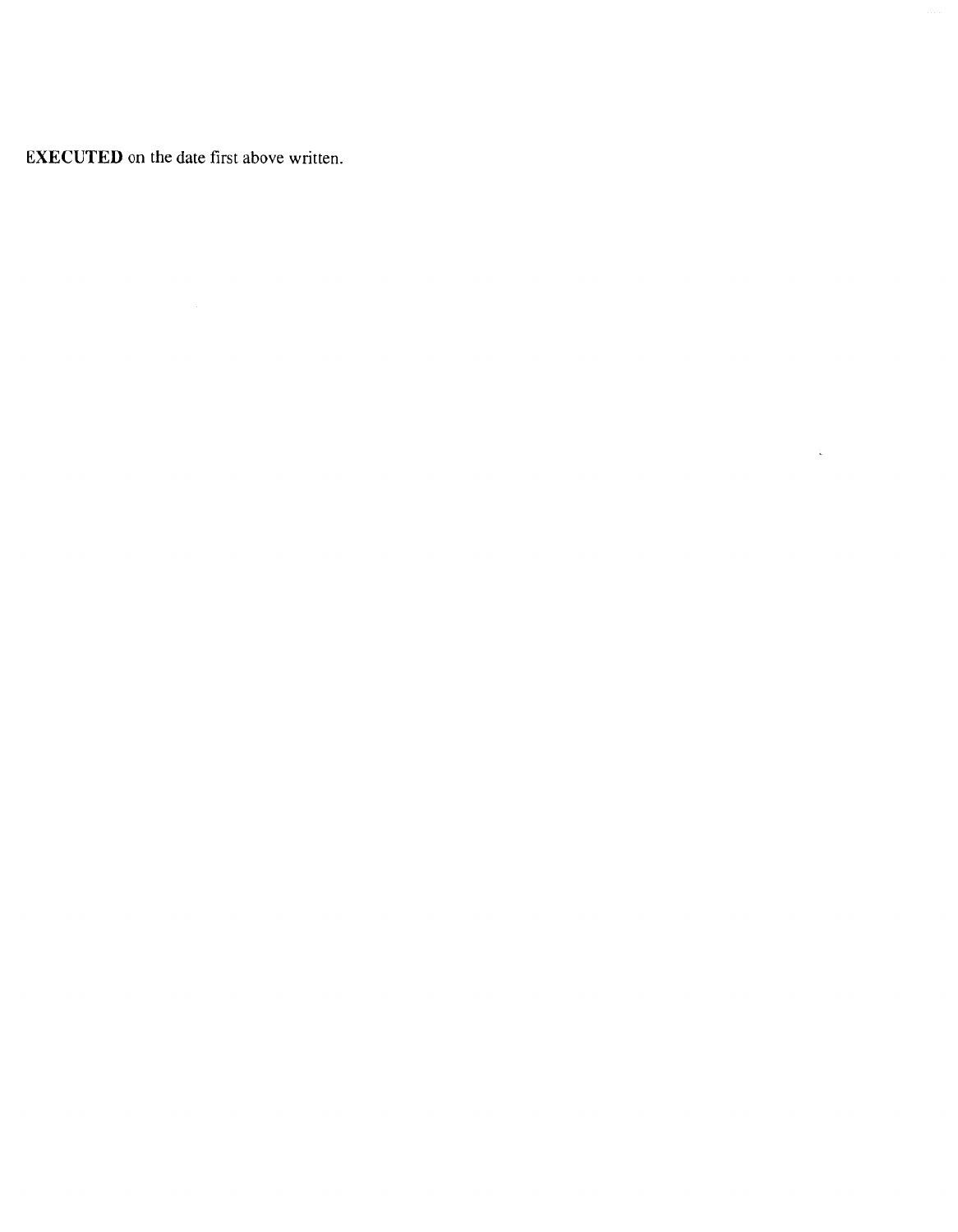**EXECUTED** on the date first above written.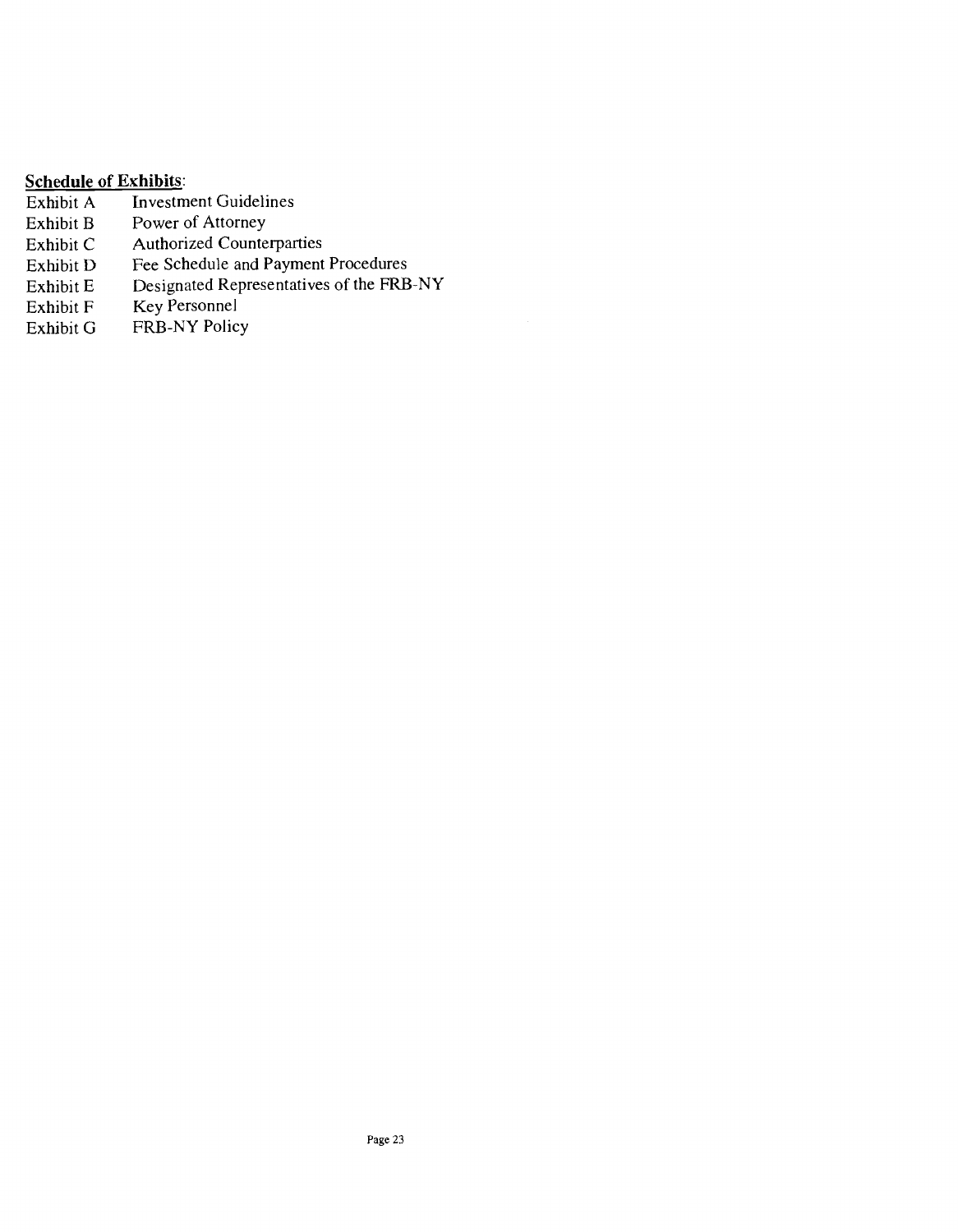**<u>Schedule of Exhibits</u>**:

| | |
|---|---|
| Exhibit A | Investment Guidelines |
| Exhibit B | Power of Attorney |
| Exhibit C | Authorized Counterparties |
| Exhibit D | Fee Schedule and Payment Procedures |
| Exhibit E | Designated Representatives of the FRB-NY |
| Exhibit F | Key Personnel |
| Exhibit G | FRB-NY Policy |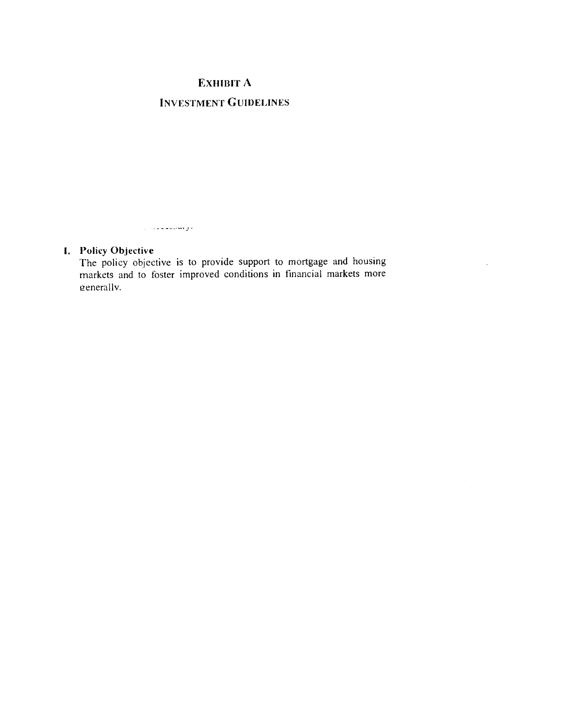# EXHIBIT A

## INVESTMENT GUIDELINES

**I. Policy Objective**

The policy objective is to provide support to mortgage and housing markets and to foster improved conditions in financial markets more generally.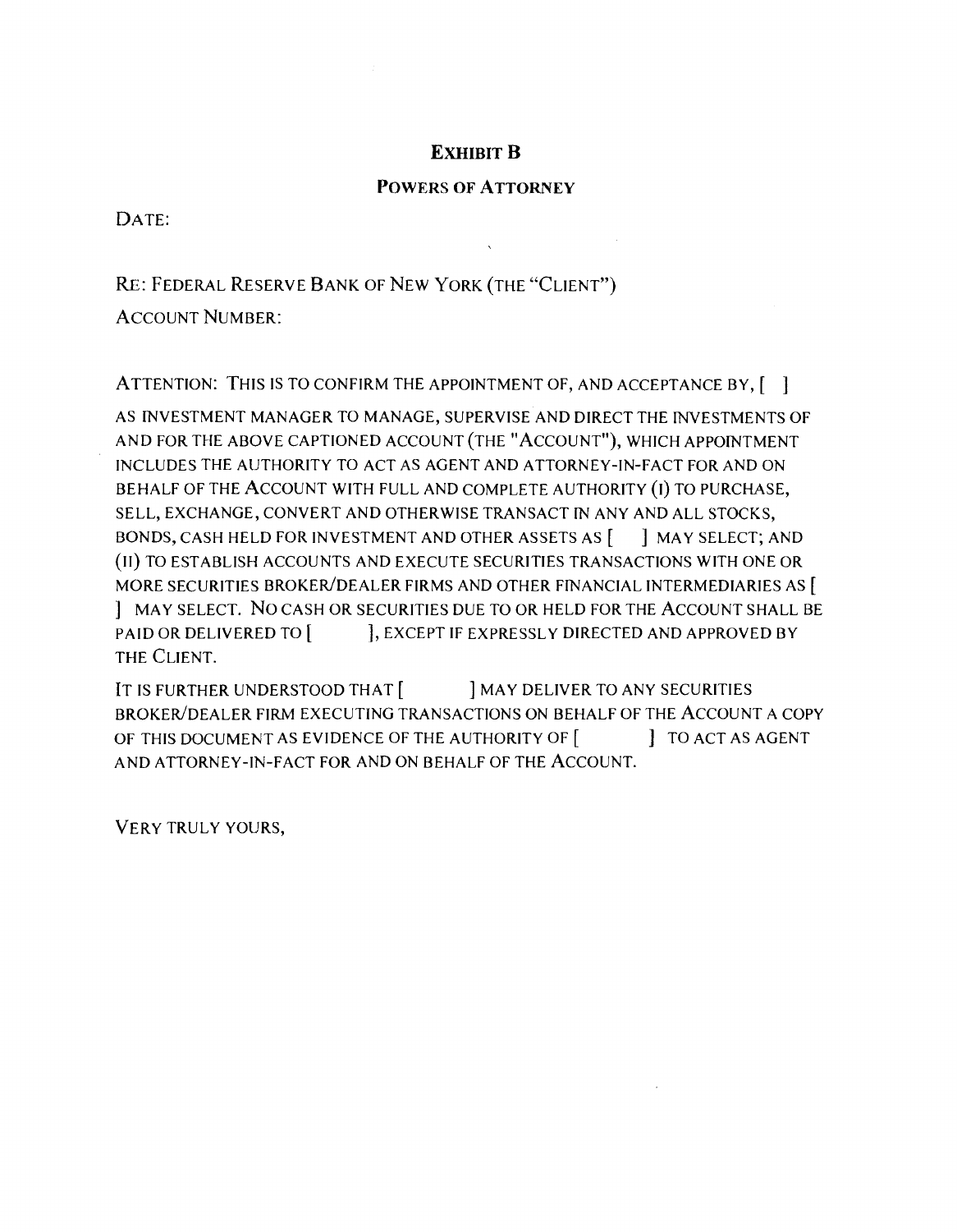# EXHIBIT B

## POWERS OF ATTORNEY

DATE:

RE: FEDERAL RESERVE BANK OF NEW YORK (THE "CLIENT")

ACCOUNT NUMBER:

ATTENTION: THIS IS TO CONFIRM THE APPOINTMENT OF, AND ACCEPTANCE BY, [ ] AS INVESTMENT MANAGER TO MANAGE, SUPERVISE AND DIRECT THE INVESTMENTS OF AND FOR THE ABOVE CAPTIONED ACCOUNT (THE "ACCOUNT"), WHICH APPOINTMENT INCLUDES THE AUTHORITY TO ACT AS AGENT AND ATTORNEY-IN-FACT FOR AND ON BEHALF OF THE ACCOUNT WITH FULL AND COMPLETE AUTHORITY (I) TO PURCHASE, SELL, EXCHANGE, CONVERT AND OTHERWISE TRANSACT IN ANY AND ALL STOCKS, BONDS, CASH HELD FOR INVESTMENT AND OTHER ASSETS AS [ ] MAY SELECT; AND (II) TO ESTABLISH ACCOUNTS AND EXECUTE SECURITIES TRANSACTIONS WITH ONE OR MORE SECURITIES BROKER/DEALER FIRMS AND OTHER FINANCIAL INTERMEDIARIES AS [ ] MAY SELECT. NO CASH OR SECURITIES DUE TO OR HELD FOR THE ACCOUNT SHALL BE PAID OR DELIVERED TO [ ], EXCEPT IF EXPRESSLY DIRECTED AND APPROVED BY THE CLIENT.

IT IS FURTHER UNDERSTOOD THAT [ ] MAY DELIVER TO ANY SECURITIES BROKER/DEALER FIRM EXECUTING TRANSACTIONS ON BEHALF OF THE ACCOUNT A COPY OF THIS DOCUMENT AS EVIDENCE OF THE AUTHORITY OF [ ] TO ACT AS AGENT AND ATTORNEY-IN-FACT FOR AND ON BEHALF OF THE ACCOUNT.

VERY TRULY YOURS,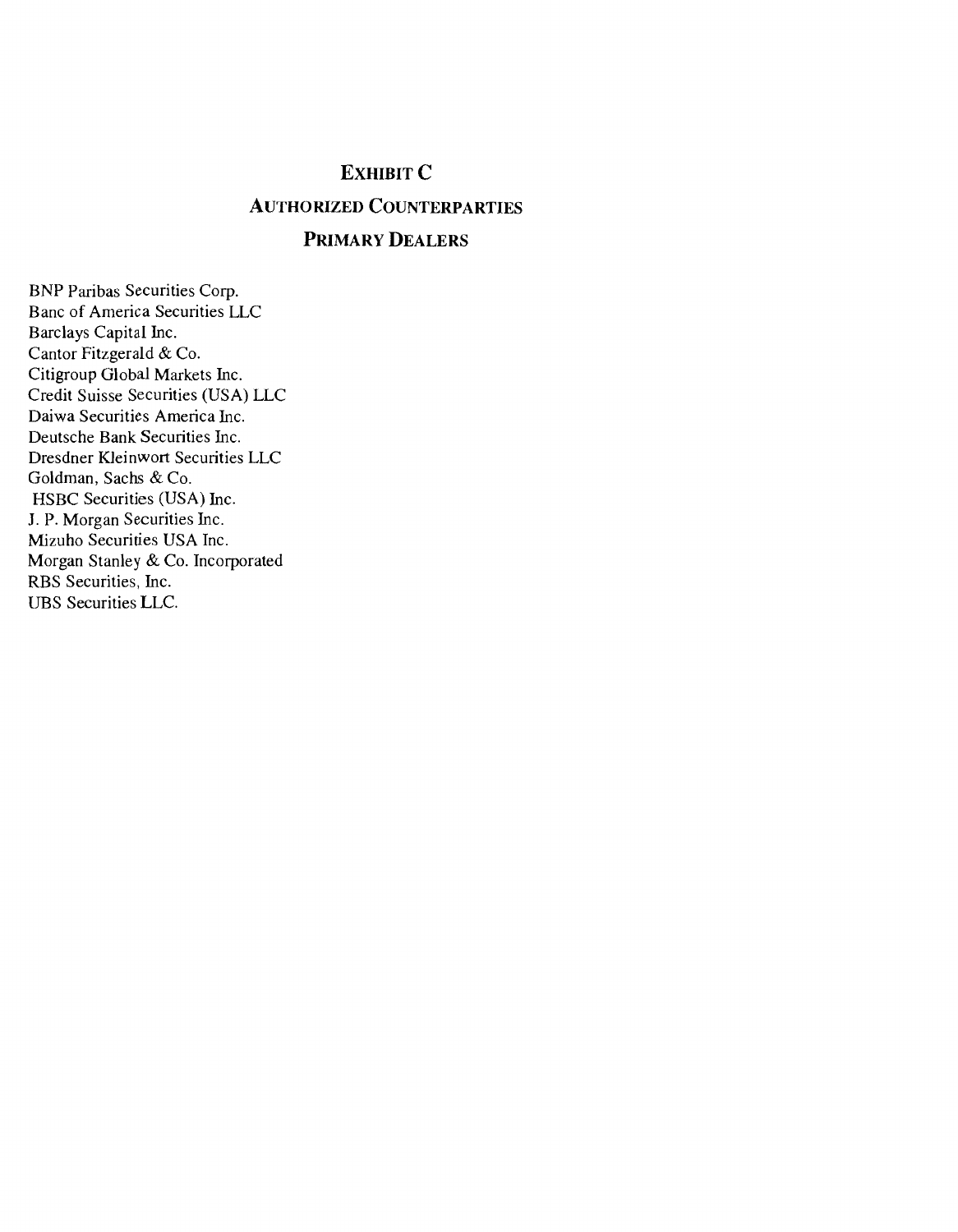# EXHIBIT C

## AUTHORIZED COUNTERPARTIES

## PRIMARY DEALERS

BNP Paribas Securities Corp.
Banc of America Securities LLC
Barclays Capital Inc.
Cantor Fitzgerald & Co.
Citigroup Global Markets Inc.
Credit Suisse Securities (USA) LLC
Daiwa Securities America Inc.
Deutsche Bank Securities Inc.
Dresdner Kleinwort Securities LLC
Goldman, Sachs & Co.
HSBC Securities (USA) Inc.
J. P. Morgan Securities Inc.
Mizuho Securities USA Inc.
Morgan Stanley & Co. Incorporated
RBS Securities, Inc.
UBS Securities LLC.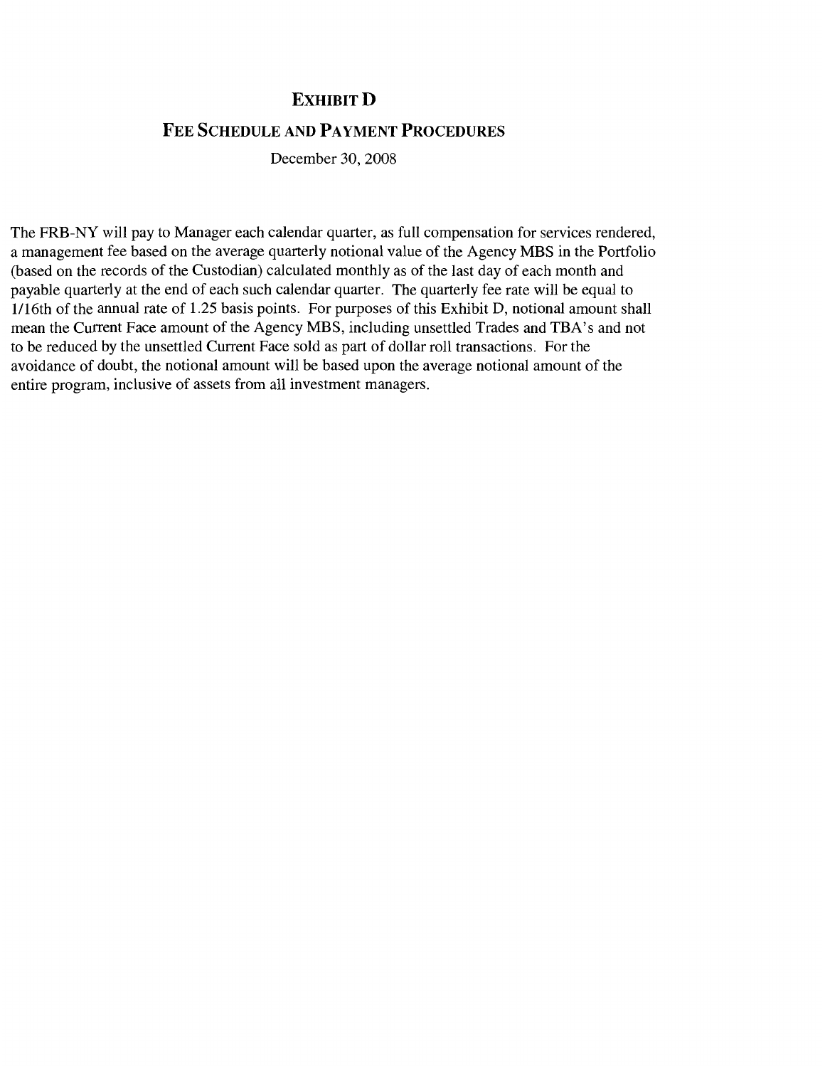# EXHIBIT D

## FEE SCHEDULE AND PAYMENT PROCEDURES

December 30, 2008

The FRB-NY will pay to Manager each calendar quarter, as full compensation for services rendered, a management fee based on the average quarterly notional value of the Agency MBS in the Portfolio (based on the records of the Custodian) calculated monthly as of the last day of each month and payable quarterly at the end of each such calendar quarter. The quarterly fee rate will be equal to 1/16th of the annual rate of 1.25 basis points. For purposes of this Exhibit D, notional amount shall mean the Current Face amount of the Agency MBS, including unsettled Trades and TBA's and not to be reduced by the unsettled Current Face sold as part of dollar roll transactions. For the avoidance of doubt, the notional amount will be based upon the average notional amount of the entire program, inclusive of assets from all investment managers.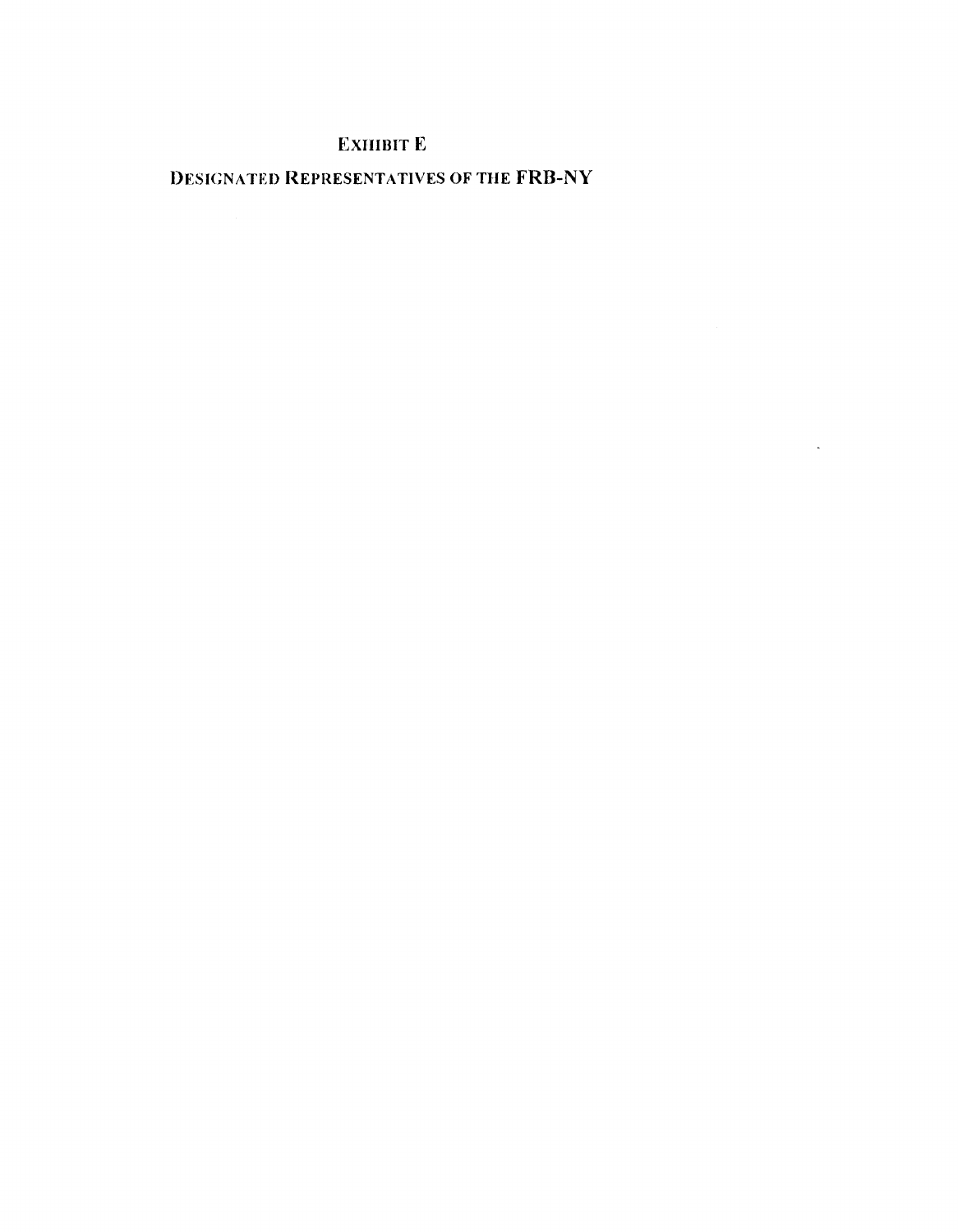# EXHIBIT E

## DESIGNATED REPRESENTATIVES OF THE FRB-NY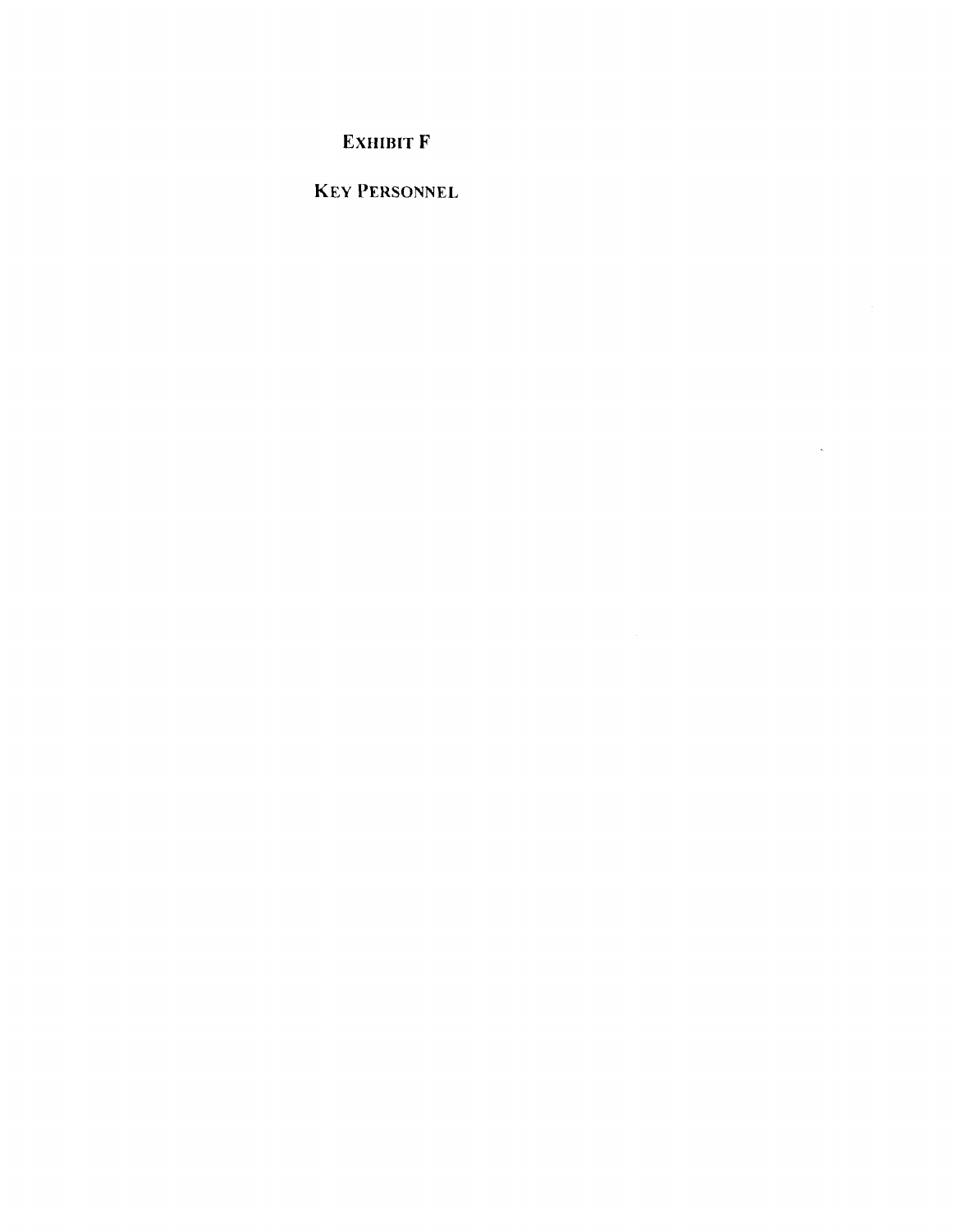# EXHIBIT F

## KEY PERSONNEL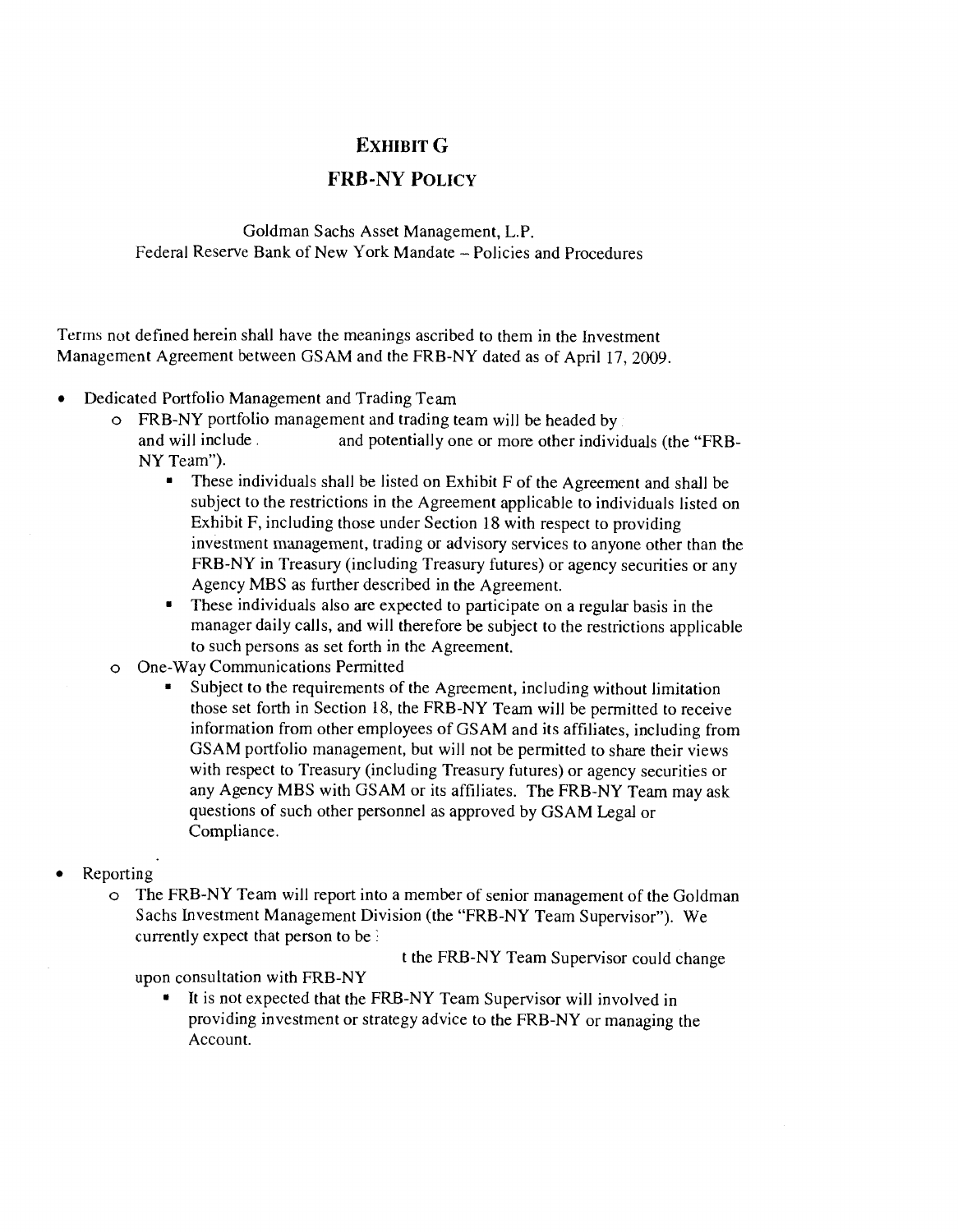# EXHIBIT G

## FRB-NY POLICY

Goldman Sachs Asset Management, L.P.
Federal Reserve Bank of New York Mandate – Policies and Procedures

Terms not defined herein shall have the meanings ascribed to them in the Investment Management Agreement between GSAM and the FRB-NY dated as of April 17, 2009.

- Dedicated Portfolio Management and Trading Team
  - FRB-NY portfolio management and trading team will be headed by and will include and potentially one or more other individuals (the "FRB-NY Team").
    - These individuals shall be listed on Exhibit F of the Agreement and shall be subject to the restrictions in the Agreement applicable to individuals listed on Exhibit F, including those under Section 18 with respect to providing investment management, trading or advisory services to anyone other than the FRB-NY in Treasury (including Treasury futures) or agency securities or any Agency MBS as further described in the Agreement.
    - These individuals also are expected to participate on a regular basis in the manager daily calls, and will therefore be subject to the restrictions applicable to such persons as set forth in the Agreement.
  - One-Way Communications Permitted
    - Subject to the requirements of the Agreement, including without limitation those set forth in Section 18, the FRB-NY Team will be permitted to receive information from other employees of GSAM and its affiliates, including from GSAM portfolio management, but will not be permitted to share their views with respect to Treasury (including Treasury futures) or agency securities or any Agency MBS with GSAM or its affiliates. The FRB-NY Team may ask questions of such other personnel as approved by GSAM Legal or Compliance.

- Reporting
  - The FRB-NY Team will report into a member of senior management of the Goldman Sachs Investment Management Division (the "FRB-NY Team Supervisor"). We currently expect that person to be t the FRB-NY Team Supervisor could change upon consultation with FRB-NY
    - It is not expected that the FRB-NY Team Supervisor will involved in providing investment or strategy advice to the FRB-NY or managing the Account.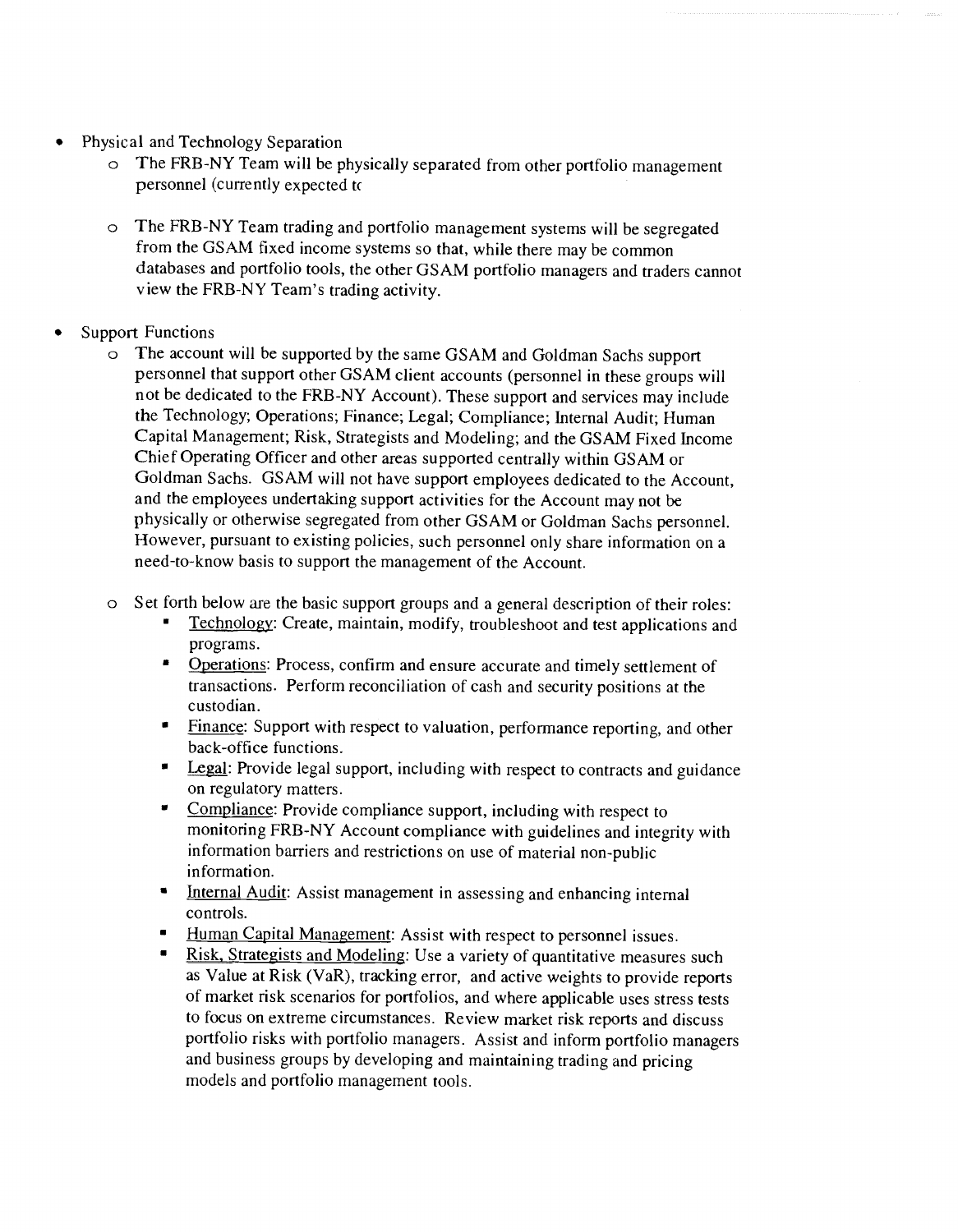- Physical and Technology Separation
  - The FRB-NY Team will be physically separated from other portfolio management personnel (currently expected tc
  - The FRB-NY Team trading and portfolio management systems will be segregated from the GSAM fixed income systems so that, while there may be common databases and portfolio tools, the other GSAM portfolio managers and traders cannot view the FRB-NY Team's trading activity.
- Support Functions
  - The account will be supported by the same GSAM and Goldman Sachs support personnel that support other GSAM client accounts (personnel in these groups will not be dedicated to the FRB-NY Account). These support and services may include the Technology; Operations; Finance; Legal; Compliance; Internal Audit; Human Capital Management; Risk, Strategists and Modeling; and the GSAM Fixed Income Chief Operating Officer and other areas supported centrally within GSAM or Goldman Sachs. GSAM will not have support employees dedicated to the Account, and the employees undertaking support activities for the Account may not be physically or otherwise segregated from other GSAM or Goldman Sachs personnel. However, pursuant to existing policies, such personnel only share information on a need-to-know basis to support the management of the Account.
  - Set forth below are the basic support groups and a general description of their roles:
    - Technology: Create, maintain, modify, troubleshoot and test applications and programs.
    - Operations: Process, confirm and ensure accurate and timely settlement of transactions. Perform reconciliation of cash and security positions at the custodian.
    - Finance: Support with respect to valuation, performance reporting, and other back-office functions.
    - Legal: Provide legal support, including with respect to contracts and guidance on regulatory matters.
    - Compliance: Provide compliance support, including with respect to monitoring FRB-NY Account compliance with guidelines and integrity with information barriers and restrictions on use of material non-public information.
    - Internal Audit: Assist management in assessing and enhancing internal controls.
    - Human Capital Management: Assist with respect to personnel issues.
    - Risk, Strategists and Modeling: Use a variety of quantitative measures such as Value at Risk (VaR), tracking error, and active weights to provide reports of market risk scenarios for portfolios, and where applicable uses stress tests to focus on extreme circumstances. Review market risk reports and discuss portfolio risks with portfolio managers. Assist and inform portfolio managers and business groups by developing and maintaining trading and pricing models and portfolio management tools.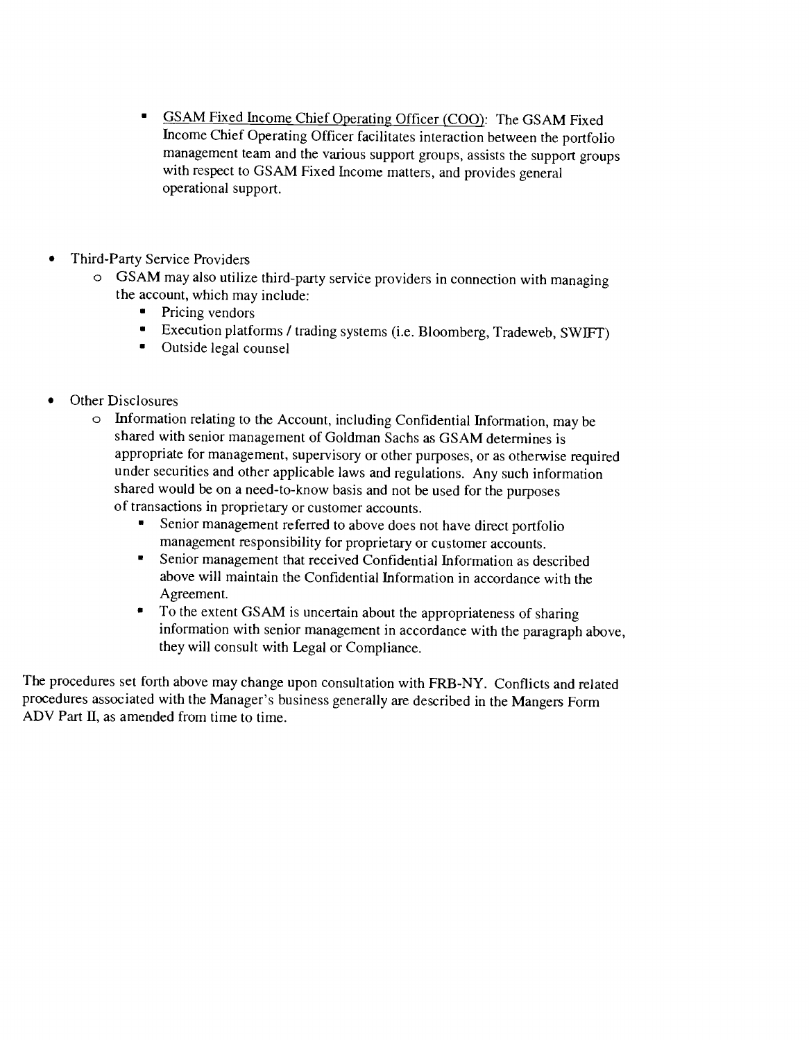- GSAM Fixed Income Chief Operating Officer (COO): The GSAM Fixed Income Chief Operating Officer facilitates interaction between the portfolio management team and the various support groups, assists the support groups with respect to GSAM Fixed Income matters, and provides general operational support.

- Third-Party Service Providers
  - GSAM may also utilize third-party service providers in connection with managing the account, which may include:
    - Pricing vendors
    - Execution platforms / trading systems (i.e. Bloomberg, Tradeweb, SWIFT)
    - Outside legal counsel

- Other Disclosures
  - Information relating to the Account, including Confidential Information, may be shared with senior management of Goldman Sachs as GSAM determines is appropriate for management, supervisory or other purposes, or as otherwise required under securities and other applicable laws and regulations. Any such information shared would be on a need-to-know basis and not be used for the purposes of transactions in proprietary or customer accounts.
    - Senior management referred to above does not have direct portfolio management responsibility for proprietary or customer accounts.
    - Senior management that received Confidential Information as described above will maintain the Confidential Information in accordance with the Agreement.
    - To the extent GSAM is uncertain about the appropriateness of sharing information with senior management in accordance with the paragraph above, they will consult with Legal or Compliance.

The procedures set forth above may change upon consultation with FRB-NY. Conflicts and related procedures associated with the Manager's business generally are described in the Mangers Form ADV Part II, as amended from time to time.